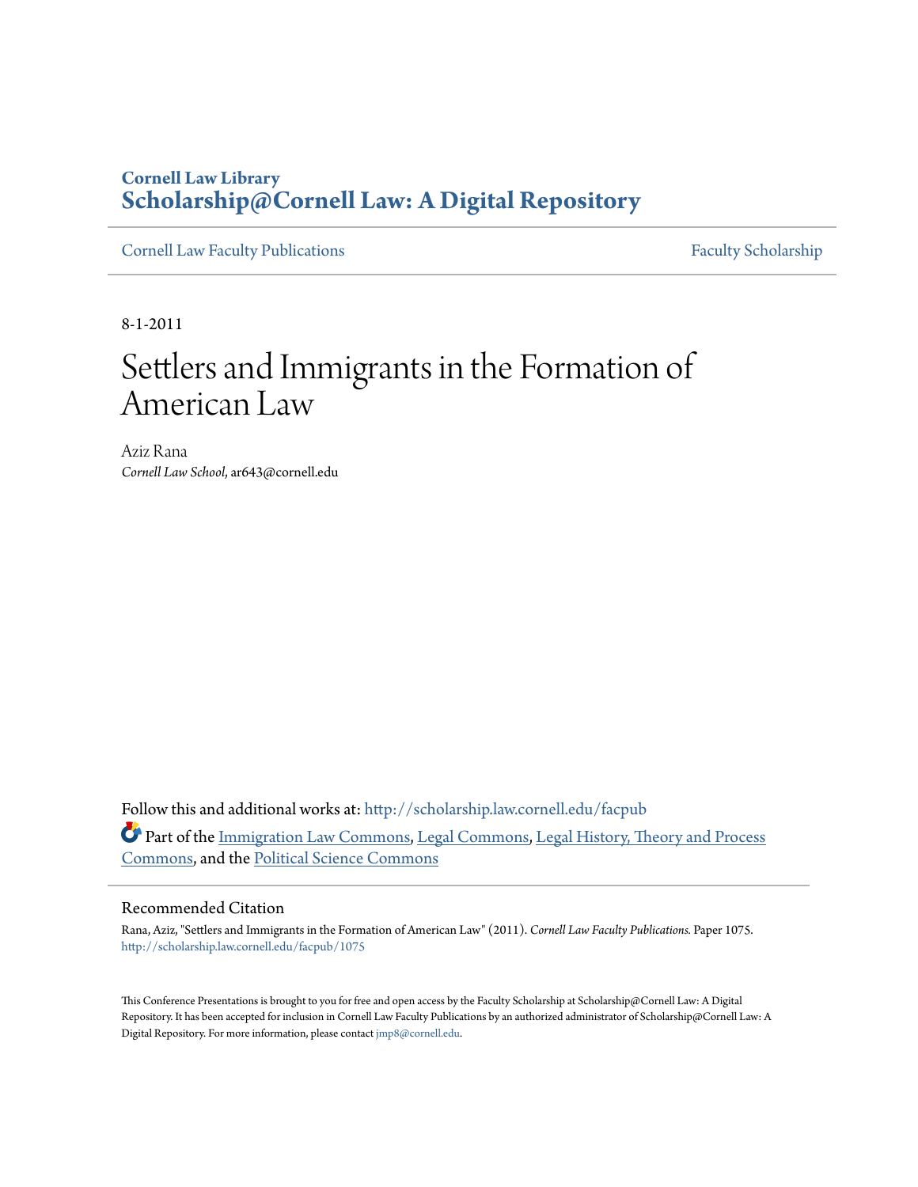**Cornell Law Library**
**Scholarship@Cornell Law: A Digital Repository**

Cornell Law Faculty Publications | Faculty Scholarship

8-1-2011

# Settlers and Immigrants in the Formation of American Law

Aziz Rana
*Cornell Law School*, ar643@cornell.edu

Follow this and additional works at: http://scholarship.law.cornell.edu/facpub

Part of the Immigration Law Commons, Legal Commons, Legal History, Theory and Process Commons, and the Political Science Commons

## Recommended Citation

Rana, Aziz, "Settlers and Immigrants in the Formation of American Law" (2011). *Cornell Law Faculty Publications.* Paper 1075.
http://scholarship.law.cornell.edu/facpub/1075

This Conference Presentations is brought to you for free and open access by the Faculty Scholarship at Scholarship@Cornell Law: A Digital Repository. It has been accepted for inclusion in Cornell Law Faculty Publications by an authorized administrator of Scholarship@Cornell Law: A Digital Repository. For more information, please contact jmp8@cornell.edu.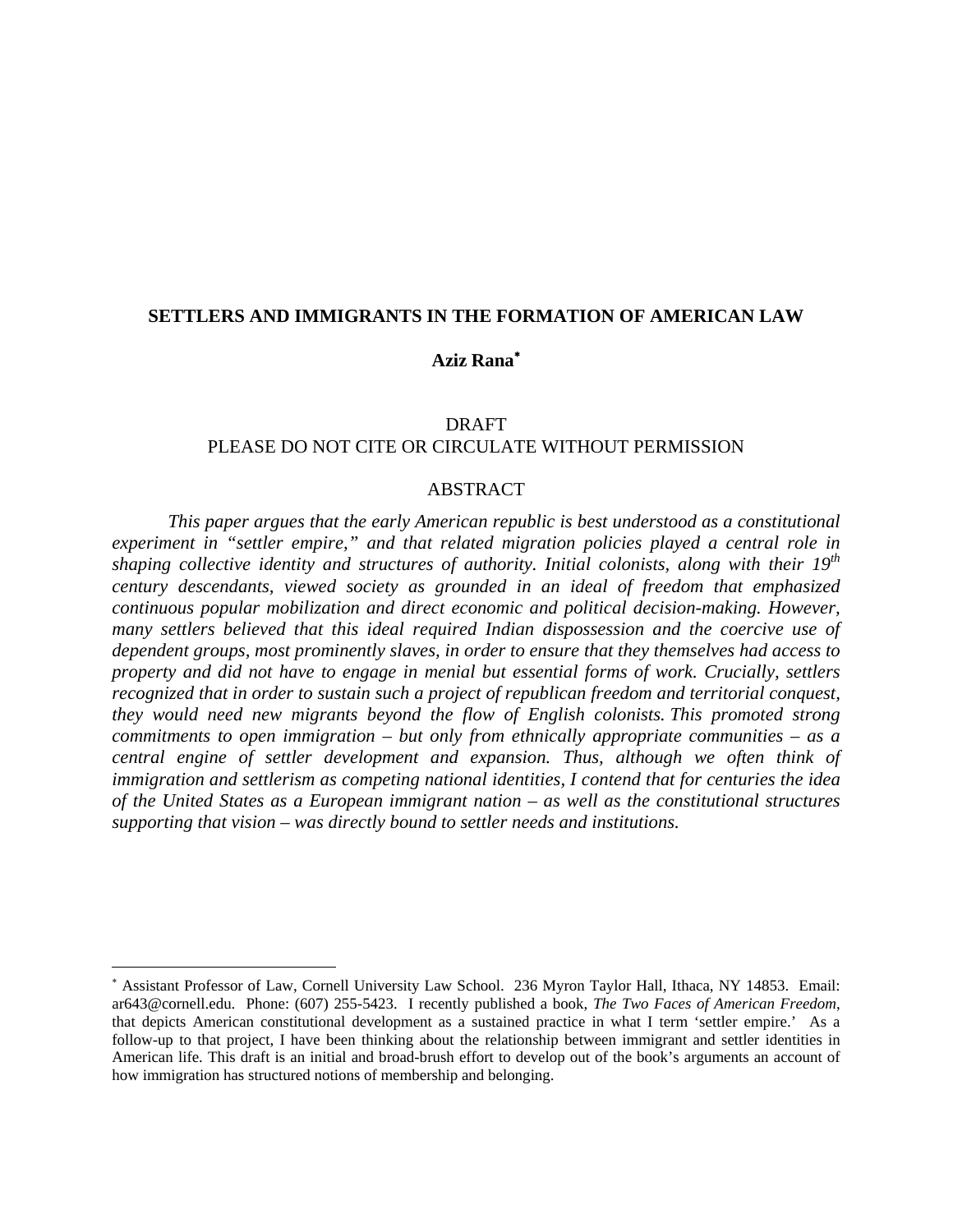**SETTLERS AND IMMIGRANTS IN THE FORMATION OF AMERICAN LAW**

**Aziz Rana**[*]

DRAFT
PLEASE DO NOT CITE OR CIRCULATE WITHOUT PERMISSION

ABSTRACT

*This paper argues that the early American republic is best understood as a constitutional experiment in "settler empire," and that related migration policies played a central role in shaping collective identity and structures of authority. Initial colonists, along with their 19$^{th}$ century descendants, viewed society as grounded in an ideal of freedom that emphasized continuous popular mobilization and direct economic and political decision-making. However, many settlers believed that this ideal required Indian dispossession and the coercive use of dependent groups, most prominently slaves, in order to ensure that they themselves had access to property and did not have to engage in menial but essential forms of work. Crucially, settlers recognized that in order to sustain such a project of republican freedom and territorial conquest, they would need new migrants beyond the flow of English colonists. This promoted strong commitments to open immigration – but only from ethnically appropriate communities – as a central engine of settler development and expansion. Thus, although we often think of immigration and settlerism as competing national identities, I contend that for centuries the idea of the United States as a European immigrant nation – as well as the constitutional structures supporting that vision – was directly bound to settler needs and institutions.*

---

[*] Assistant Professor of Law, Cornell University Law School. 236 Myron Taylor Hall, Ithaca, NY 14853. Email: ar643@cornell.edu. Phone: (607) 255-5423. I recently published a book, *The Two Faces of American Freedom*, that depicts American constitutional development as a sustained practice in what I term 'settler empire.' As a follow-up to that project, I have been thinking about the relationship between immigrant and settler identities in American life. This draft is an initial and broad-brush effort to develop out of the book's arguments an account of how immigration has structured notions of membership and belonging.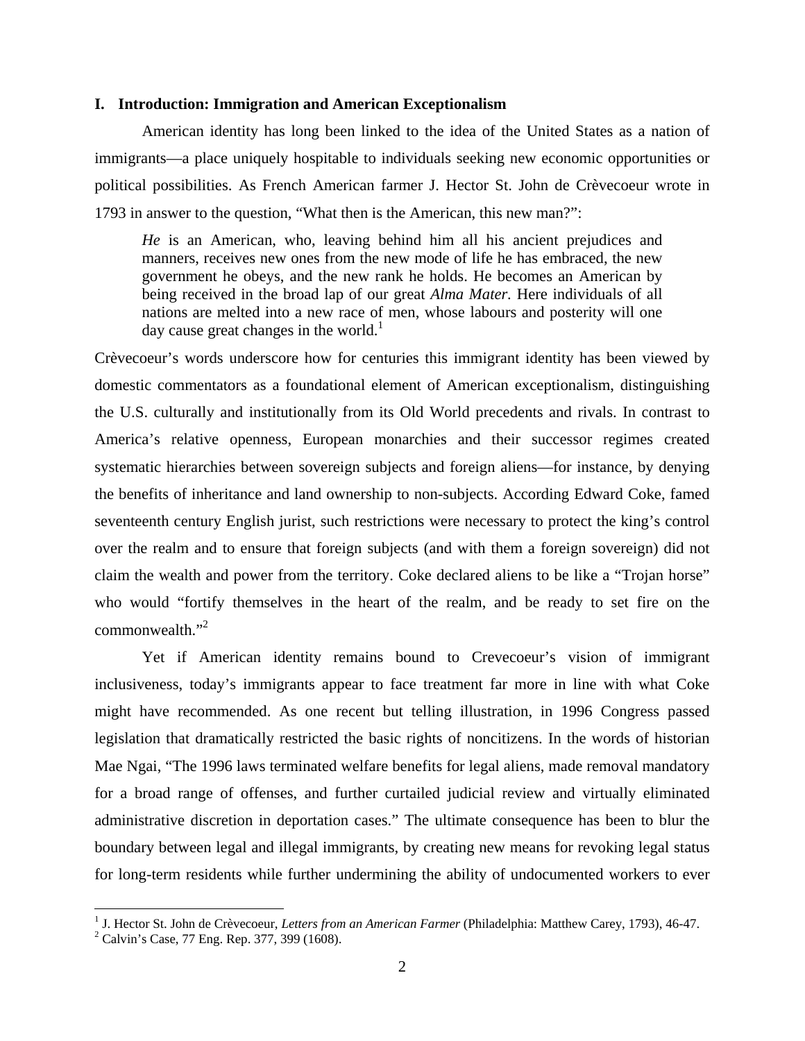## I. Introduction: Immigration and American Exceptionalism

American identity has long been linked to the idea of the United States as a nation of immigrants—a place uniquely hospitable to individuals seeking new economic opportunities or political possibilities. As French American farmer J. Hector St. John de Crèvecoeur wrote in 1793 in answer to the question, "What then is the American, this new man?":

> *He* is an American, who, leaving behind him all his ancient prejudices and manners, receives new ones from the new mode of life he has embraced, the new government he obeys, and the new rank he holds. He becomes an American by being received in the broad lap of our great *Alma Mater.* Here individuals of all nations are melted into a new race of men, whose labours and posterity will one day cause great changes in the world.[1]

Crèvecoeur's words underscore how for centuries this immigrant identity has been viewed by domestic commentators as a foundational element of American exceptionalism, distinguishing the U.S. culturally and institutionally from its Old World precedents and rivals. In contrast to America's relative openness, European monarchies and their successor regimes created systematic hierarchies between sovereign subjects and foreign aliens—for instance, by denying the benefits of inheritance and land ownership to non-subjects. According Edward Coke, famed seventeenth century English jurist, such restrictions were necessary to protect the king's control over the realm and to ensure that foreign subjects (and with them a foreign sovereign) did not claim the wealth and power from the territory. Coke declared aliens to be like a "Trojan horse" who would "fortify themselves in the heart of the realm, and be ready to set fire on the commonwealth."[2]

Yet if American identity remains bound to Crevecoeur's vision of immigrant inclusiveness, today's immigrants appear to face treatment far more in line with what Coke might have recommended. As one recent but telling illustration, in 1996 Congress passed legislation that dramatically restricted the basic rights of noncitizens. In the words of historian Mae Ngai, "The 1996 laws terminated welfare benefits for legal aliens, made removal mandatory for a broad range of offenses, and further curtailed judicial review and virtually eliminated administrative discretion in deportation cases." The ultimate consequence has been to blur the boundary between legal and illegal immigrants, by creating new means for revoking legal status for long-term residents while further undermining the ability of undocumented workers to ever

---

[1] J. Hector St. John de Crèvecoeur, *Letters from an American Farmer* (Philadelphia: Matthew Carey, 1793), 46-47.

[2] Calvin's Case, 77 Eng. Rep. 377, 399 (1608).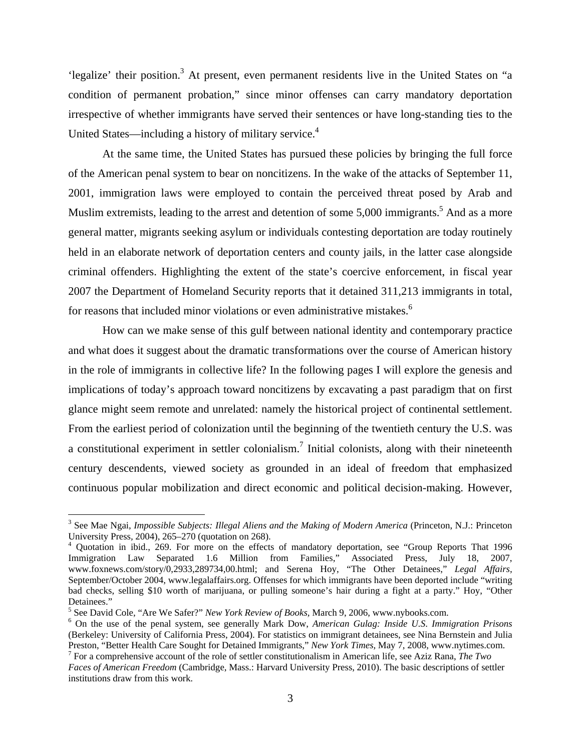'legalize' their position.[3] At present, even permanent residents live in the United States on "a condition of permanent probation," since minor offenses can carry mandatory deportation irrespective of whether immigrants have served their sentences or have long-standing ties to the United States—including a history of military service.[4]

At the same time, the United States has pursued these policies by bringing the full force of the American penal system to bear on noncitizens. In the wake of the attacks of September 11, 2001, immigration laws were employed to contain the perceived threat posed by Arab and Muslim extremists, leading to the arrest and detention of some 5,000 immigrants.[5] And as a more general matter, migrants seeking asylum or individuals contesting deportation are today routinely held in an elaborate network of deportation centers and county jails, in the latter case alongside criminal offenders. Highlighting the extent of the state's coercive enforcement, in fiscal year 2007 the Department of Homeland Security reports that it detained 311,213 immigrants in total, for reasons that included minor violations or even administrative mistakes.[6]

How can we make sense of this gulf between national identity and contemporary practice and what does it suggest about the dramatic transformations over the course of American history in the role of immigrants in collective life? In the following pages I will explore the genesis and implications of today's approach toward noncitizens by excavating a past paradigm that on first glance might seem remote and unrelated: namely the historical project of continental settlement. From the earliest period of colonization until the beginning of the twentieth century the U.S. was a constitutional experiment in settler colonialism.[7] Initial colonists, along with their nineteenth century descendents, viewed society as grounded in an ideal of freedom that emphasized continuous popular mobilization and direct economic and political decision-making. However,

---

[3] See Mae Ngai, *Impossible Subjects: Illegal Aliens and the Making of Modern America* (Princeton, N.J.: Princeton University Press, 2004), 265–270 (quotation on 268).

[4] Quotation in ibid., 269. For more on the effects of mandatory deportation, see "Group Reports That 1996 Immigration Law Separated 1.6 Million from Families," Associated Press, July 18, 2007, www.foxnews.com/story/0,2933,289734,00.html; and Serena Hoy, "The Other Detainees," *Legal Affairs*, September/October 2004, www.legalaffairs.org. Offenses for which immigrants have been deported include "writing bad checks, selling $10 worth of marijuana, or pulling someone's hair during a fight at a party." Hoy, "Other Detainees."

[5] See David Cole, "Are We Safer?" *New York Review of Books*, March 9, 2006, www.nybooks.com.

[6] On the use of the penal system, see generally Mark Dow, *American Gulag: Inside U.S. Immigration Prisons* (Berkeley: University of California Press, 2004). For statistics on immigrant detainees, see Nina Bernstein and Julia Preston, "Better Health Care Sought for Detained Immigrants," *New York Times*, May 7, 2008, www.nytimes.com.

[7] For a comprehensive account of the role of settler constitutionalism in American life, see Aziz Rana, *The Two Faces of American Freedom* (Cambridge, Mass.: Harvard University Press, 2010). The basic descriptions of settler institutions draw from this work.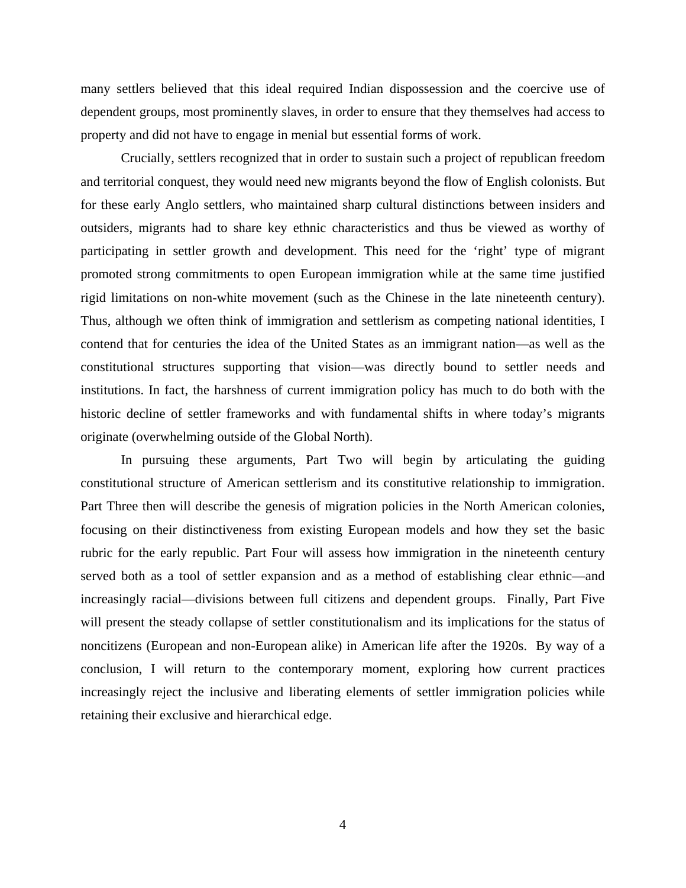many settlers believed that this ideal required Indian dispossession and the coercive use of dependent groups, most prominently slaves, in order to ensure that they themselves had access to property and did not have to engage in menial but essential forms of work.

Crucially, settlers recognized that in order to sustain such a project of republican freedom and territorial conquest, they would need new migrants beyond the flow of English colonists. But for these early Anglo settlers, who maintained sharp cultural distinctions between insiders and outsiders, migrants had to share key ethnic characteristics and thus be viewed as worthy of participating in settler growth and development. This need for the 'right' type of migrant promoted strong commitments to open European immigration while at the same time justified rigid limitations on non-white movement (such as the Chinese in the late nineteenth century). Thus, although we often think of immigration and settlerism as competing national identities, I contend that for centuries the idea of the United States as an immigrant nation—as well as the constitutional structures supporting that vision—was directly bound to settler needs and institutions. In fact, the harshness of current immigration policy has much to do both with the historic decline of settler frameworks and with fundamental shifts in where today's migrants originate (overwhelming outside of the Global North).

In pursuing these arguments, Part Two will begin by articulating the guiding constitutional structure of American settlerism and its constitutive relationship to immigration. Part Three then will describe the genesis of migration policies in the North American colonies, focusing on their distinctiveness from existing European models and how they set the basic rubric for the early republic. Part Four will assess how immigration in the nineteenth century served both as a tool of settler expansion and as a method of establishing clear ethnic—and increasingly racial—divisions between full citizens and dependent groups. Finally, Part Five will present the steady collapse of settler constitutionalism and its implications for the status of noncitizens (European and non-European alike) in American life after the 1920s. By way of a conclusion, I will return to the contemporary moment, exploring how current practices increasingly reject the inclusive and liberating elements of settler immigration policies while retaining their exclusive and hierarchical edge.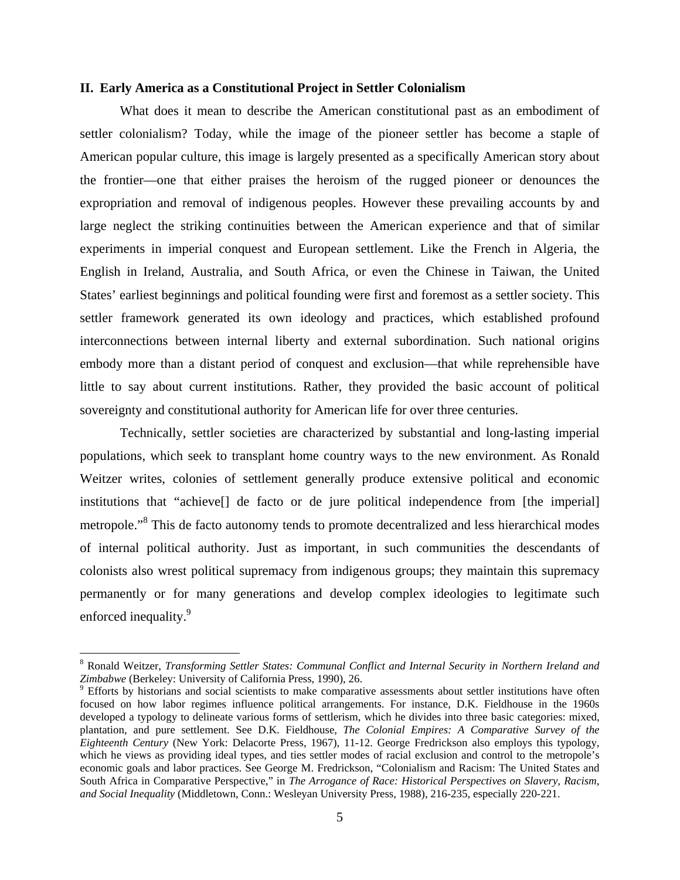## II. Early America as a Constitutional Project in Settler Colonialism

What does it mean to describe the American constitutional past as an embodiment of settler colonialism? Today, while the image of the pioneer settler has become a staple of American popular culture, this image is largely presented as a specifically American story about the frontier—one that either praises the heroism of the rugged pioneer or denounces the expropriation and removal of indigenous peoples. However these prevailing accounts by and large neglect the striking continuities between the American experience and that of similar experiments in imperial conquest and European settlement. Like the French in Algeria, the English in Ireland, Australia, and South Africa, or even the Chinese in Taiwan, the United States' earliest beginnings and political founding were first and foremost as a settler society. This settler framework generated its own ideology and practices, which established profound interconnections between internal liberty and external subordination. Such national origins embody more than a distant period of conquest and exclusion—that while reprehensible have little to say about current institutions. Rather, they provided the basic account of political sovereignty and constitutional authority for American life for over three centuries.

Technically, settler societies are characterized by substantial and long-lasting imperial populations, which seek to transplant home country ways to the new environment. As Ronald Weitzer writes, colonies of settlement generally produce extensive political and economic institutions that "achieve[] de facto or de jure political independence from [the imperial] metropole."[8] This de facto autonomy tends to promote decentralized and less hierarchical modes of internal political authority. Just as important, in such communities the descendants of colonists also wrest political supremacy from indigenous groups; they maintain this supremacy permanently or for many generations and develop complex ideologies to legitimate such enforced inequality.[9]

---

[8] Ronald Weitzer, *Transforming Settler States: Communal Conflict and Internal Security in Northern Ireland and Zimbabwe* (Berkeley: University of California Press, 1990), 26.

[9] Efforts by historians and social scientists to make comparative assessments about settler institutions have often focused on how labor regimes influence political arrangements. For instance, D.K. Fieldhouse in the 1960s developed a typology to delineate various forms of settlerism, which he divides into three basic categories: mixed, plantation, and pure settlement. See D.K. Fieldhouse, *The Colonial Empires: A Comparative Survey of the Eighteenth Century* (New York: Delacorte Press, 1967), 11-12. George Fredrickson also employs this typology, which he views as providing ideal types, and ties settler modes of racial exclusion and control to the metropole's economic goals and labor practices. See George M. Fredrickson, "Colonialism and Racism: The United States and South Africa in Comparative Perspective," in *The Arrogance of Race: Historical Perspectives on Slavery, Racism, and Social Inequality* (Middletown, Conn.: Wesleyan University Press, 1988), 216-235, especially 220-221.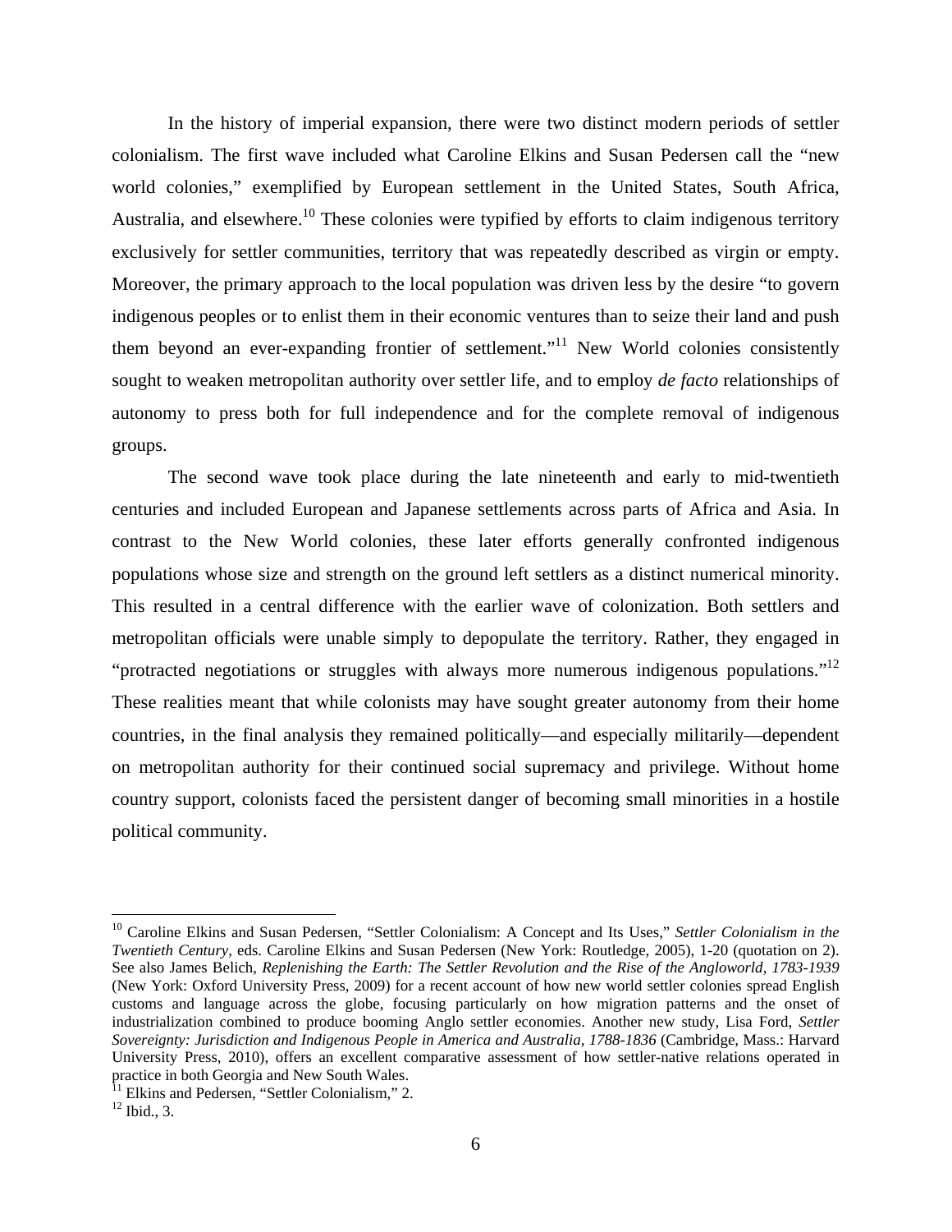In the history of imperial expansion, there were two distinct modern periods of settler colonialism. The first wave included what Caroline Elkins and Susan Pedersen call the "new world colonies," exemplified by European settlement in the United States, South Africa, Australia, and elsewhere.[10] These colonies were typified by efforts to claim indigenous territory exclusively for settler communities, territory that was repeatedly described as virgin or empty. Moreover, the primary approach to the local population was driven less by the desire "to govern indigenous peoples or to enlist them in their economic ventures than to seize their land and push them beyond an ever-expanding frontier of settlement."[11] New World colonies consistently sought to weaken metropolitan authority over settler life, and to employ *de facto* relationships of autonomy to press both for full independence and for the complete removal of indigenous groups.

The second wave took place during the late nineteenth and early to mid-twentieth centuries and included European and Japanese settlements across parts of Africa and Asia. In contrast to the New World colonies, these later efforts generally confronted indigenous populations whose size and strength on the ground left settlers as a distinct numerical minority. This resulted in a central difference with the earlier wave of colonization. Both settlers and metropolitan officials were unable simply to depopulate the territory. Rather, they engaged in "protracted negotiations or struggles with always more numerous indigenous populations."[12] These realities meant that while colonists may have sought greater autonomy from their home countries, in the final analysis they remained politically—and especially militarily—dependent on metropolitan authority for their continued social supremacy and privilege. Without home country support, colonists faced the persistent danger of becoming small minorities in a hostile political community.

[10] Caroline Elkins and Susan Pedersen, "Settler Colonialism: A Concept and Its Uses," *Settler Colonialism in the Twentieth Century*, eds. Caroline Elkins and Susan Pedersen (New York: Routledge, 2005), 1-20 (quotation on 2). See also James Belich, *Replenishing the Earth: The Settler Revolution and the Rise of the Angloworld, 1783-1939* (New York: Oxford University Press, 2009) for a recent account of how new world settler colonies spread English customs and language across the globe, focusing particularly on how migration patterns and the onset of industrialization combined to produce booming Anglo settler economies. Another new study, Lisa Ford, *Settler Sovereignty: Jurisdiction and Indigenous People in America and Australia, 1788-1836* (Cambridge, Mass.: Harvard University Press, 2010), offers an excellent comparative assessment of how settler-native relations operated in practice in both Georgia and New South Wales.

[11] Elkins and Pedersen, "Settler Colonialism," 2.

[12] Ibid., 3.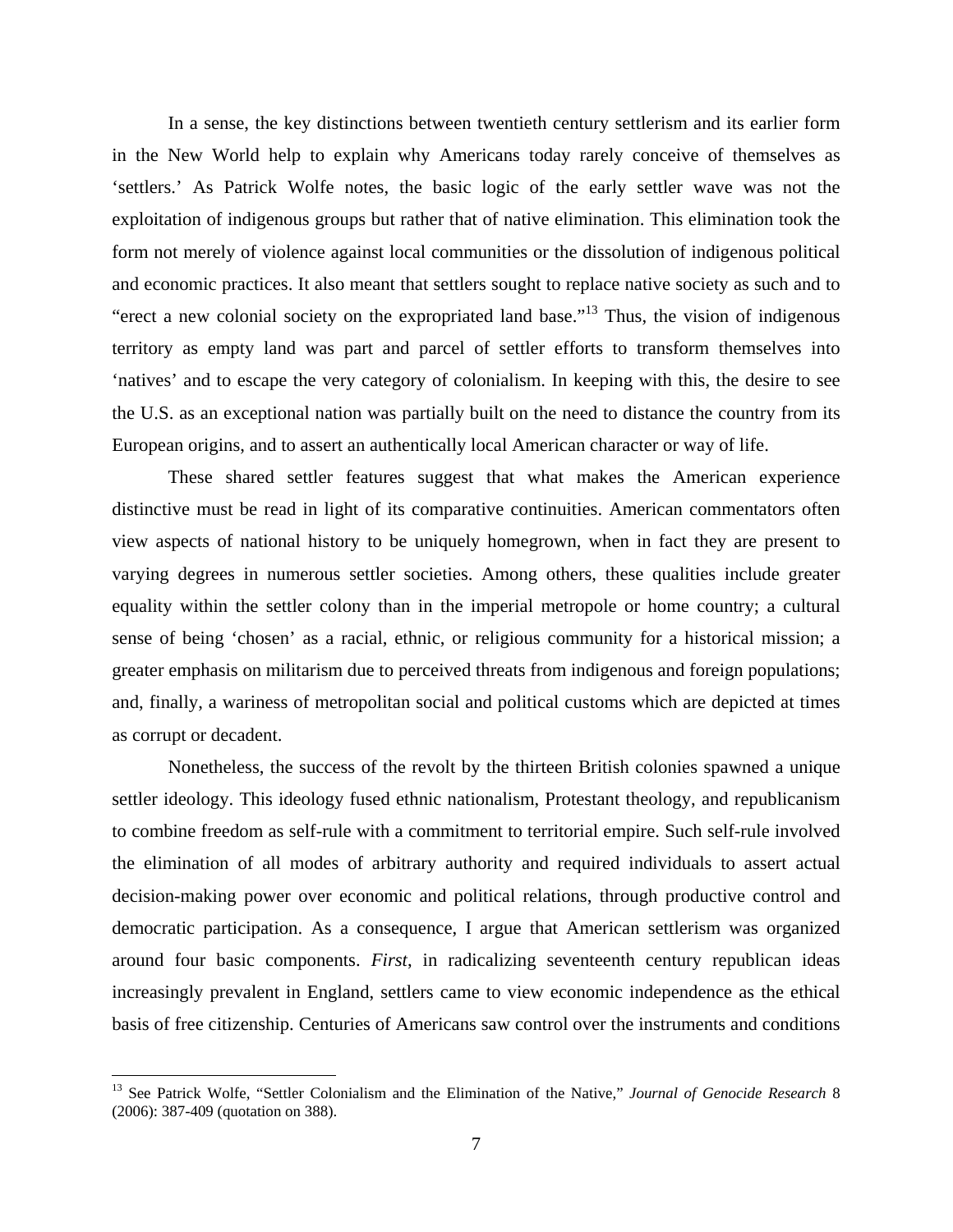In a sense, the key distinctions between twentieth century settlerism and its earlier form in the New World help to explain why Americans today rarely conceive of themselves as 'settlers.' As Patrick Wolfe notes, the basic logic of the early settler wave was not the exploitation of indigenous groups but rather that of native elimination. This elimination took the form not merely of violence against local communities or the dissolution of indigenous political and economic practices. It also meant that settlers sought to replace native society as such and to "erect a new colonial society on the expropriated land base."[13] Thus, the vision of indigenous territory as empty land was part and parcel of settler efforts to transform themselves into 'natives' and to escape the very category of colonialism. In keeping with this, the desire to see the U.S. as an exceptional nation was partially built on the need to distance the country from its European origins, and to assert an authentically local American character or way of life.

These shared settler features suggest that what makes the American experience distinctive must be read in light of its comparative continuities. American commentators often view aspects of national history to be uniquely homegrown, when in fact they are present to varying degrees in numerous settler societies. Among others, these qualities include greater equality within the settler colony than in the imperial metropole or home country; a cultural sense of being 'chosen' as a racial, ethnic, or religious community for a historical mission; a greater emphasis on militarism due to perceived threats from indigenous and foreign populations; and, finally, a wariness of metropolitan social and political customs which are depicted at times as corrupt or decadent.

Nonetheless, the success of the revolt by the thirteen British colonies spawned a unique settler ideology. This ideology fused ethnic nationalism, Protestant theology, and republicanism to combine freedom as self-rule with a commitment to territorial empire. Such self-rule involved the elimination of all modes of arbitrary authority and required individuals to assert actual decision-making power over economic and political relations, through productive control and democratic participation. As a consequence, I argue that American settlerism was organized around four basic components. *First*, in radicalizing seventeenth century republican ideas increasingly prevalent in England, settlers came to view economic independence as the ethical basis of free citizenship. Centuries of Americans saw control over the instruments and conditions

---

[13] See Patrick Wolfe, "Settler Colonialism and the Elimination of the Native," *Journal of Genocide Research* 8 (2006): 387-409 (quotation on 388).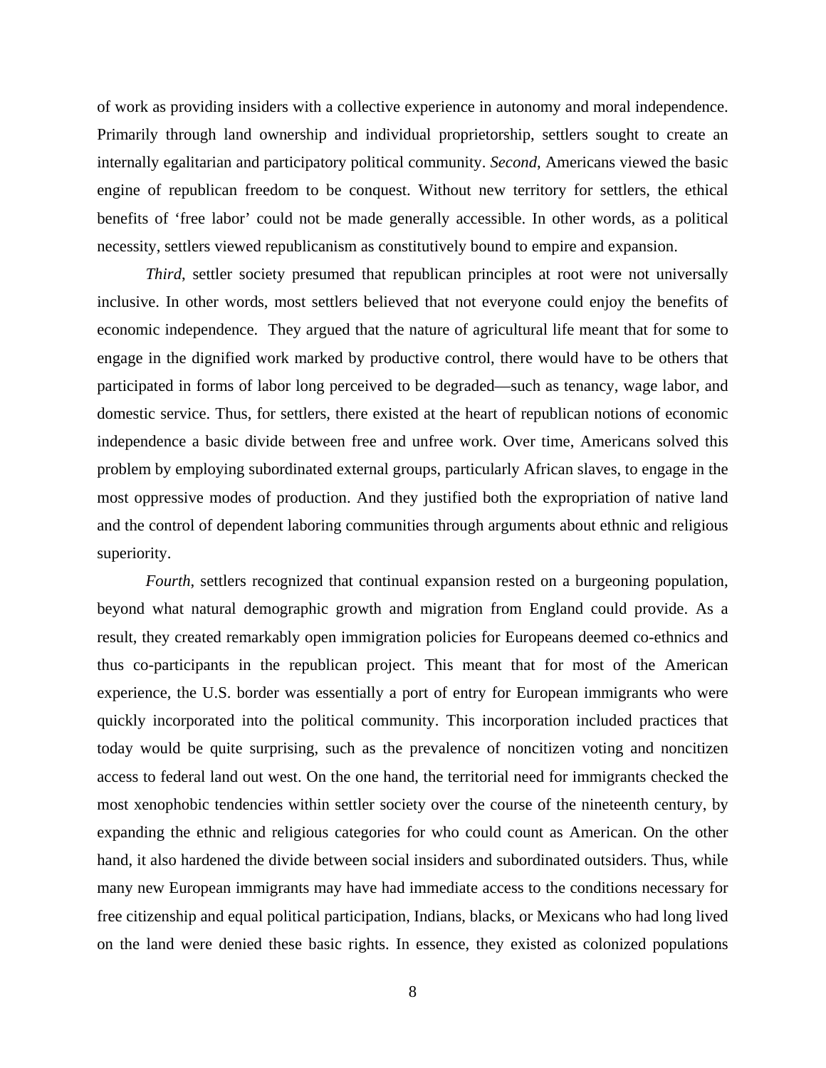of work as providing insiders with a collective experience in autonomy and moral independence. Primarily through land ownership and individual proprietorship, settlers sought to create an internally egalitarian and participatory political community. *Second*, Americans viewed the basic engine of republican freedom to be conquest. Without new territory for settlers, the ethical benefits of 'free labor' could not be made generally accessible. In other words, as a political necessity, settlers viewed republicanism as constitutively bound to empire and expansion.

*Third*, settler society presumed that republican principles at root were not universally inclusive. In other words, most settlers believed that not everyone could enjoy the benefits of economic independence. They argued that the nature of agricultural life meant that for some to engage in the dignified work marked by productive control, there would have to be others that participated in forms of labor long perceived to be degraded—such as tenancy, wage labor, and domestic service. Thus, for settlers, there existed at the heart of republican notions of economic independence a basic divide between free and unfree work. Over time, Americans solved this problem by employing subordinated external groups, particularly African slaves, to engage in the most oppressive modes of production. And they justified both the expropriation of native land and the control of dependent laboring communities through arguments about ethnic and religious superiority.

*Fourth*, settlers recognized that continual expansion rested on a burgeoning population, beyond what natural demographic growth and migration from England could provide. As a result, they created remarkably open immigration policies for Europeans deemed co-ethnics and thus co-participants in the republican project. This meant that for most of the American experience, the U.S. border was essentially a port of entry for European immigrants who were quickly incorporated into the political community. This incorporation included practices that today would be quite surprising, such as the prevalence of noncitizen voting and noncitizen access to federal land out west. On the one hand, the territorial need for immigrants checked the most xenophobic tendencies within settler society over the course of the nineteenth century, by expanding the ethnic and religious categories for who could count as American. On the other hand, it also hardened the divide between social insiders and subordinated outsiders. Thus, while many new European immigrants may have had immediate access to the conditions necessary for free citizenship and equal political participation, Indians, blacks, or Mexicans who had long lived on the land were denied these basic rights. In essence, they existed as colonized populations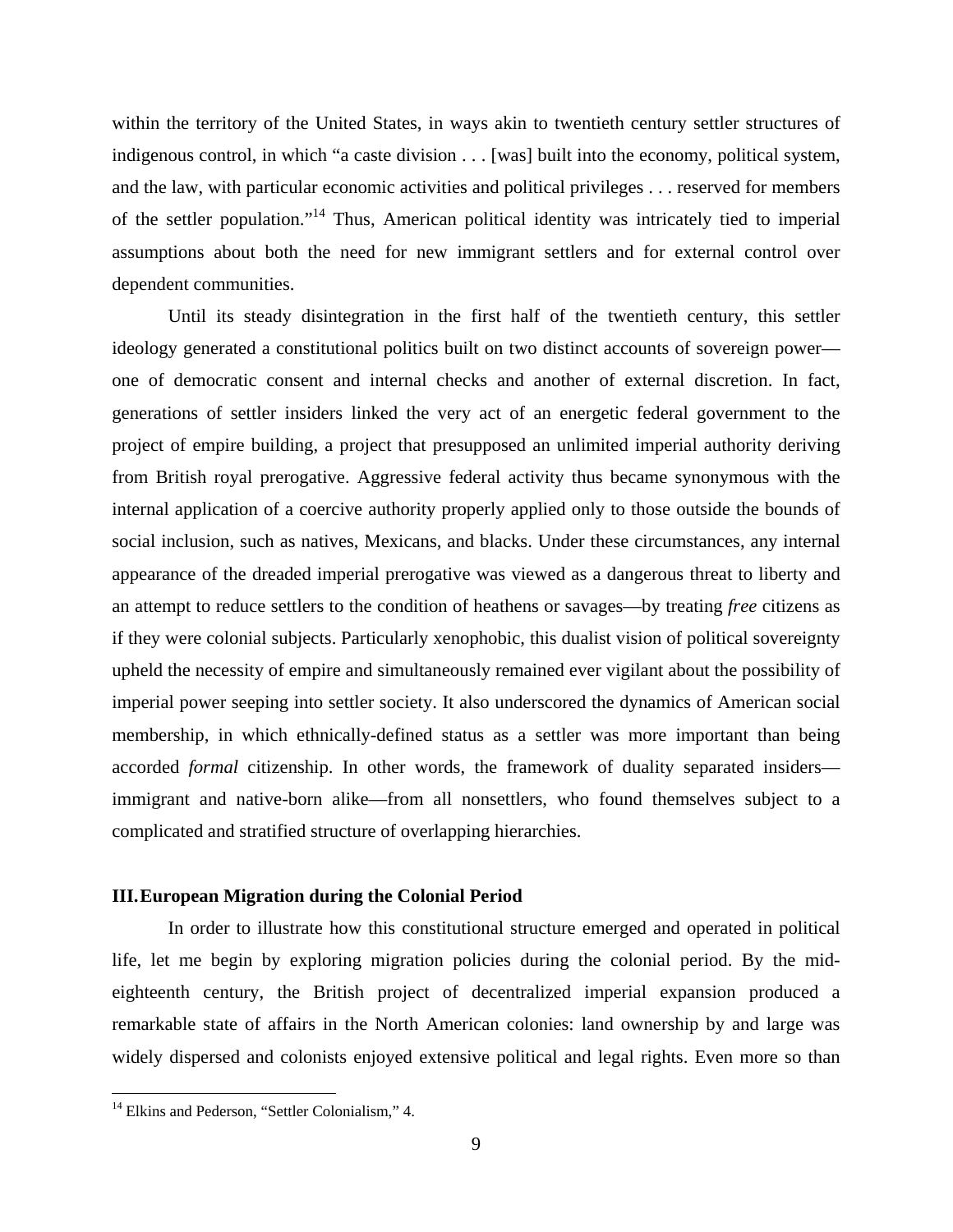within the territory of the United States, in ways akin to twentieth century settler structures of indigenous control, in which "a caste division . . . [was] built into the economy, political system, and the law, with particular economic activities and political privileges . . . reserved for members of the settler population."[14] Thus, American political identity was intricately tied to imperial assumptions about both the need for new immigrant settlers and for external control over dependent communities.

Until its steady disintegration in the first half of the twentieth century, this settler ideology generated a constitutional politics built on two distinct accounts of sovereign power—one of democratic consent and internal checks and another of external discretion. In fact, generations of settler insiders linked the very act of an energetic federal government to the project of empire building, a project that presupposed an unlimited imperial authority deriving from British royal prerogative. Aggressive federal activity thus became synonymous with the internal application of a coercive authority properly applied only to those outside the bounds of social inclusion, such as natives, Mexicans, and blacks. Under these circumstances, any internal appearance of the dreaded imperial prerogative was viewed as a dangerous threat to liberty and an attempt to reduce settlers to the condition of heathens or savages—by treating *free* citizens as if they were colonial subjects. Particularly xenophobic, this dualist vision of political sovereignty upheld the necessity of empire and simultaneously remained ever vigilant about the possibility of imperial power seeping into settler society. It also underscored the dynamics of American social membership, in which ethnically-defined status as a settler was more important than being accorded *formal* citizenship. In other words, the framework of duality separated insiders—immigrant and native-born alike—from all nonsettlers, who found themselves subject to a complicated and stratified structure of overlapping hierarchies.

## III. European Migration during the Colonial Period

In order to illustrate how this constitutional structure emerged and operated in political life, let me begin by exploring migration policies during the colonial period. By the mid-eighteenth century, the British project of decentralized imperial expansion produced a remarkable state of affairs in the North American colonies: land ownership by and large was widely dispersed and colonists enjoyed extensive political and legal rights. Even more so than

[14] Elkins and Pederson, "Settler Colonialism," 4.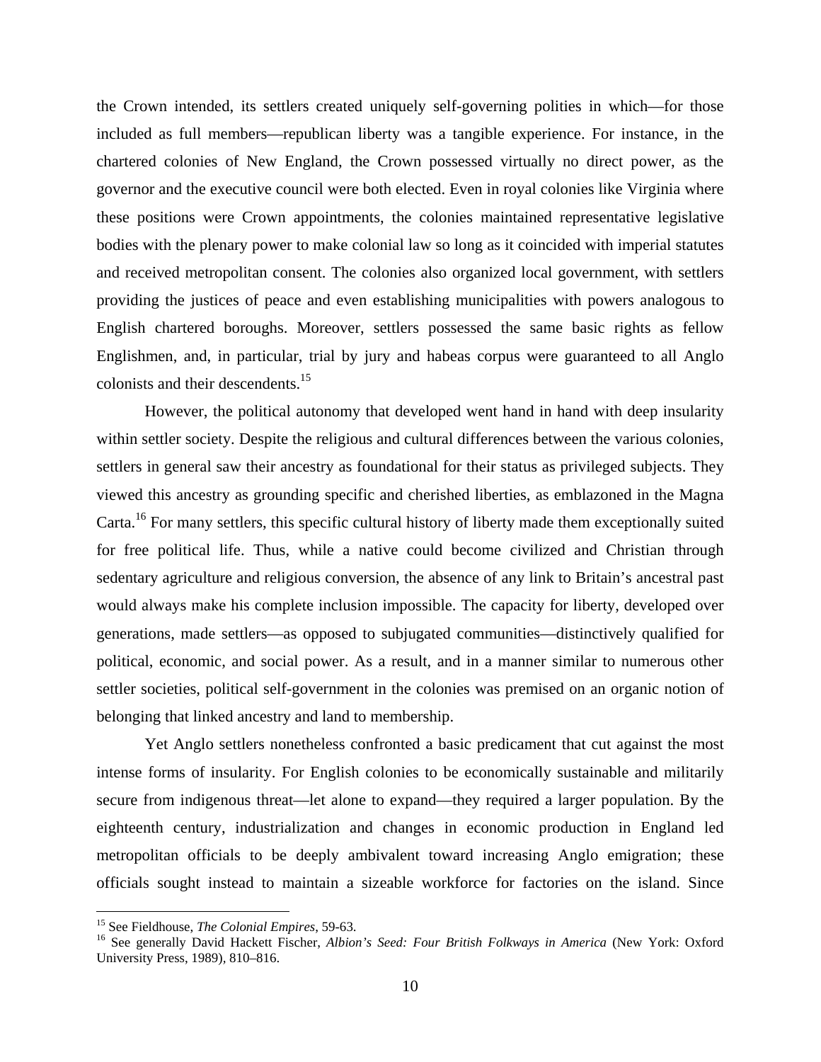the Crown intended, its settlers created uniquely self-governing polities in which—for those included as full members—republican liberty was a tangible experience. For instance, in the chartered colonies of New England, the Crown possessed virtually no direct power, as the governor and the executive council were both elected. Even in royal colonies like Virginia where these positions were Crown appointments, the colonies maintained representative legislative bodies with the plenary power to make colonial law so long as it coincided with imperial statutes and received metropolitan consent. The colonies also organized local government, with settlers providing the justices of peace and even establishing municipalities with powers analogous to English chartered boroughs. Moreover, settlers possessed the same basic rights as fellow Englishmen, and, in particular, trial by jury and habeas corpus were guaranteed to all Anglo colonists and their descendents.[15]

However, the political autonomy that developed went hand in hand with deep insularity within settler society. Despite the religious and cultural differences between the various colonies, settlers in general saw their ancestry as foundational for their status as privileged subjects. They viewed this ancestry as grounding specific and cherished liberties, as emblazoned in the Magna Carta.[16] For many settlers, this specific cultural history of liberty made them exceptionally suited for free political life. Thus, while a native could become civilized and Christian through sedentary agriculture and religious conversion, the absence of any link to Britain's ancestral past would always make his complete inclusion impossible. The capacity for liberty, developed over generations, made settlers—as opposed to subjugated communities—distinctively qualified for political, economic, and social power. As a result, and in a manner similar to numerous other settler societies, political self-government in the colonies was premised on an organic notion of belonging that linked ancestry and land to membership.

Yet Anglo settlers nonetheless confronted a basic predicament that cut against the most intense forms of insularity. For English colonies to be economically sustainable and militarily secure from indigenous threat—let alone to expand—they required a larger population. By the eighteenth century, industrialization and changes in economic production in England led metropolitan officials to be deeply ambivalent toward increasing Anglo emigration; these officials sought instead to maintain a sizeable workforce for factories on the island. Since

---

[15] See Fieldhouse, *The Colonial Empires*, 59-63.

[16] See generally David Hackett Fischer, *Albion's Seed: Four British Folkways in America* (New York: Oxford University Press, 1989), 810–816.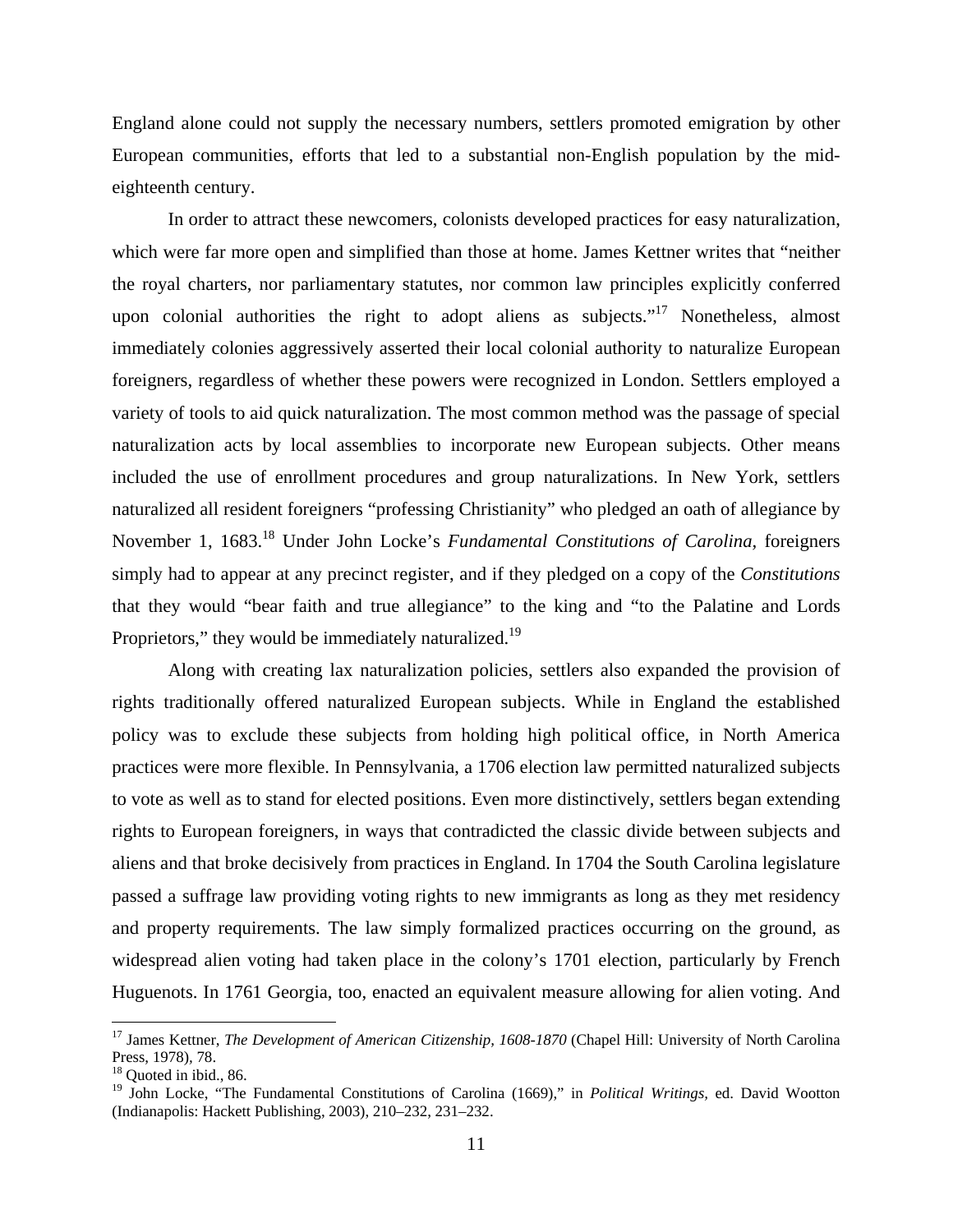England alone could not supply the necessary numbers, settlers promoted emigration by other European communities, efforts that led to a substantial non-English population by the mid-eighteenth century.

In order to attract these newcomers, colonists developed practices for easy naturalization, which were far more open and simplified than those at home. James Kettner writes that "neither the royal charters, nor parliamentary statutes, nor common law principles explicitly conferred upon colonial authorities the right to adopt aliens as subjects."[17] Nonetheless, almost immediately colonies aggressively asserted their local colonial authority to naturalize European foreigners, regardless of whether these powers were recognized in London. Settlers employed a variety of tools to aid quick naturalization. The most common method was the passage of special naturalization acts by local assemblies to incorporate new European subjects. Other means included the use of enrollment procedures and group naturalizations. In New York, settlers naturalized all resident foreigners "professing Christianity" who pledged an oath of allegiance by November 1, 1683.[18] Under John Locke's *Fundamental Constitutions of Carolina,* foreigners simply had to appear at any precinct register, and if they pledged on a copy of the *Constitutions* that they would "bear faith and true allegiance" to the king and "to the Palatine and Lords Proprietors," they would be immediately naturalized.[19]

Along with creating lax naturalization policies, settlers also expanded the provision of rights traditionally offered naturalized European subjects. While in England the established policy was to exclude these subjects from holding high political office, in North America practices were more flexible. In Pennsylvania, a 1706 election law permitted naturalized subjects to vote as well as to stand for elected positions. Even more distinctively, settlers began extending rights to European foreigners, in ways that contradicted the classic divide between subjects and aliens and that broke decisively from practices in England. In 1704 the South Carolina legislature passed a suffrage law providing voting rights to new immigrants as long as they met residency and property requirements. The law simply formalized practices occurring on the ground, as widespread alien voting had taken place in the colony's 1701 election, particularly by French Huguenots. In 1761 Georgia, too, enacted an equivalent measure allowing for alien voting. And

---

[17] James Kettner, *The Development of American Citizenship, 1608-1870* (Chapel Hill: University of North Carolina Press, 1978), 78.

[18] Quoted in ibid., 86.

[19] John Locke, "The Fundamental Constitutions of Carolina (1669)," in *Political Writings*, ed. David Wootton (Indianapolis: Hackett Publishing, 2003), 210–232, 231–232.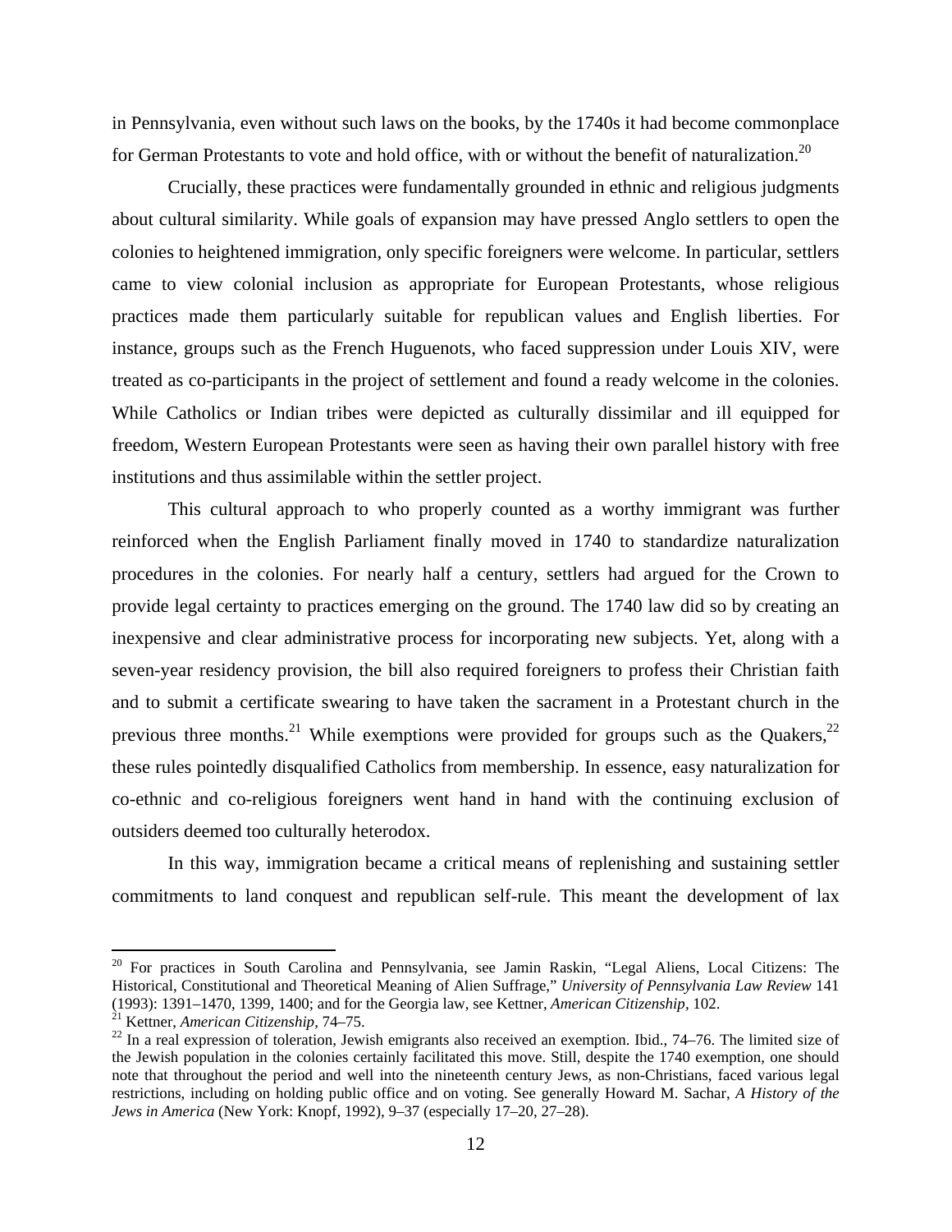in Pennsylvania, even without such laws on the books, by the 1740s it had become commonplace for German Protestants to vote and hold office, with or without the benefit of naturalization.[20]

Crucially, these practices were fundamentally grounded in ethnic and religious judgments about cultural similarity. While goals of expansion may have pressed Anglo settlers to open the colonies to heightened immigration, only specific foreigners were welcome. In particular, settlers came to view colonial inclusion as appropriate for European Protestants, whose religious practices made them particularly suitable for republican values and English liberties. For instance, groups such as the French Huguenots, who faced suppression under Louis XIV, were treated as co-participants in the project of settlement and found a ready welcome in the colonies. While Catholics or Indian tribes were depicted as culturally dissimilar and ill equipped for freedom, Western European Protestants were seen as having their own parallel history with free institutions and thus assimilable within the settler project.

This cultural approach to who properly counted as a worthy immigrant was further reinforced when the English Parliament finally moved in 1740 to standardize naturalization procedures in the colonies. For nearly half a century, settlers had argued for the Crown to provide legal certainty to practices emerging on the ground. The 1740 law did so by creating an inexpensive and clear administrative process for incorporating new subjects. Yet, along with a seven-year residency provision, the bill also required foreigners to profess their Christian faith and to submit a certificate swearing to have taken the sacrament in a Protestant church in the previous three months.[21] While exemptions were provided for groups such as the Quakers,[22] these rules pointedly disqualified Catholics from membership. In essence, easy naturalization for co-ethnic and co-religious foreigners went hand in hand with the continuing exclusion of outsiders deemed too culturally heterodox.

In this way, immigration became a critical means of replenishing and sustaining settler commitments to land conquest and republican self-rule. This meant the development of lax

---

[20] For practices in South Carolina and Pennsylvania, see Jamin Raskin, "Legal Aliens, Local Citizens: The Historical, Constitutional and Theoretical Meaning of Alien Suffrage," *University of Pennsylvania Law Review* 141 (1993): 1391–1470, 1399, 1400; and for the Georgia law, see Kettner, *American Citizenship*, 102.

[21] Kettner, *American Citizenship*, 74–75.

[22] In a real expression of toleration, Jewish emigrants also received an exemption. Ibid., 74–76. The limited size of the Jewish population in the colonies certainly facilitated this move. Still, despite the 1740 exemption, one should note that throughout the period and well into the nineteenth century Jews, as non-Christians, faced various legal restrictions, including on holding public office and on voting. See generally Howard M. Sachar, *A History of the Jews in America* (New York: Knopf, 1992), 9–37 (especially 17–20, 27–28).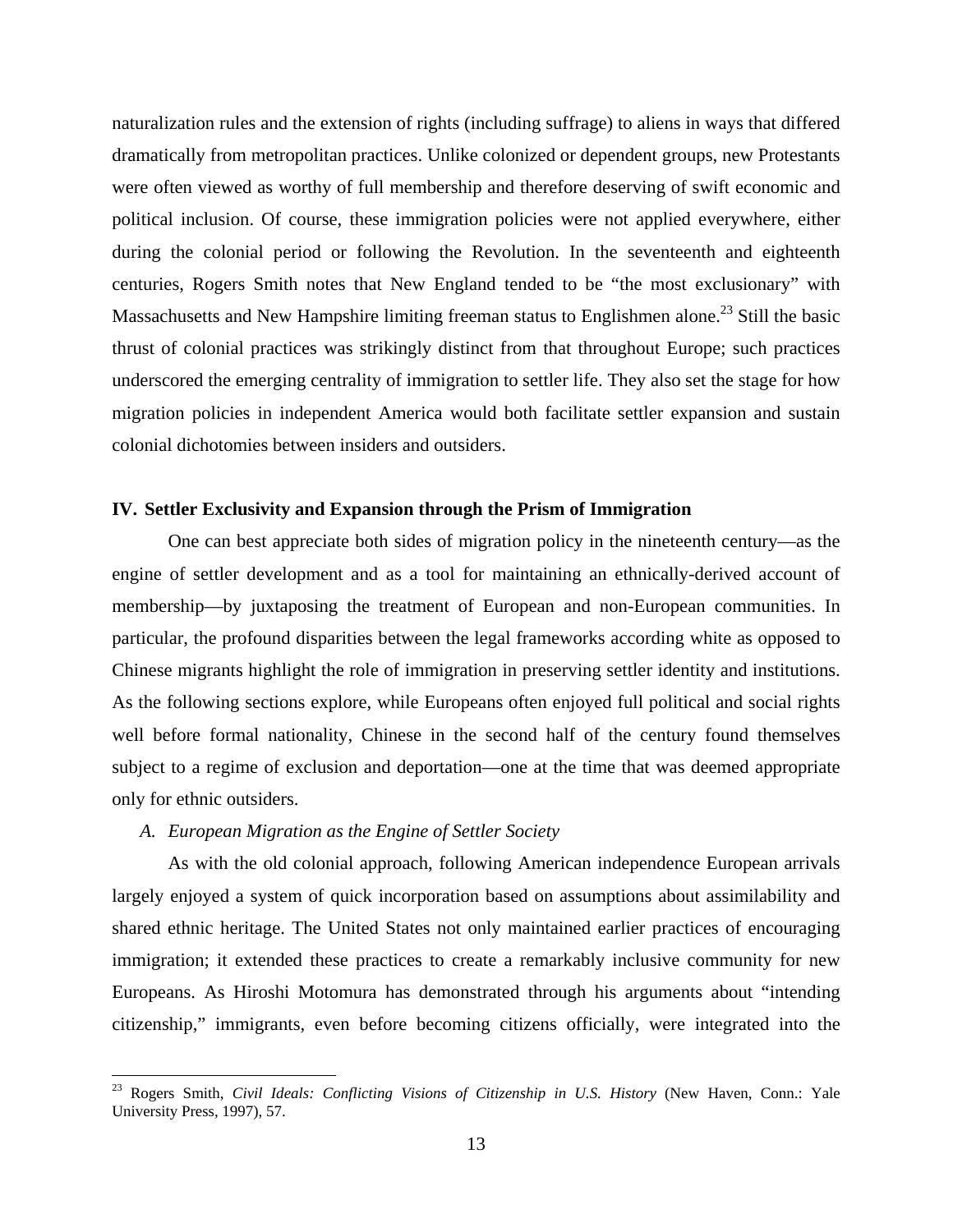naturalization rules and the extension of rights (including suffrage) to aliens in ways that differed dramatically from metropolitan practices. Unlike colonized or dependent groups, new Protestants were often viewed as worthy of full membership and therefore deserving of swift economic and political inclusion. Of course, these immigration policies were not applied everywhere, either during the colonial period or following the Revolution. In the seventeenth and eighteenth centuries, Rogers Smith notes that New England tended to be "the most exclusionary" with Massachusetts and New Hampshire limiting freeman status to Englishmen alone.[23] Still the basic thrust of colonial practices was strikingly distinct from that throughout Europe; such practices underscored the emerging centrality of immigration to settler life. They also set the stage for how migration policies in independent America would both facilitate settler expansion and sustain colonial dichotomies between insiders and outsiders.

## IV. Settler Exclusivity and Expansion through the Prism of Immigration

One can best appreciate both sides of migration policy in the nineteenth century—as the engine of settler development and as a tool for maintaining an ethnically-derived account of membership—by juxtaposing the treatment of European and non-European communities. In particular, the profound disparities between the legal frameworks according white as opposed to Chinese migrants highlight the role of immigration in preserving settler identity and institutions. As the following sections explore, while Europeans often enjoyed full political and social rights well before formal nationality, Chinese in the second half of the century found themselves subject to a regime of exclusion and deportation—one at the time that was deemed appropriate only for ethnic outsiders.

### *A. European Migration as the Engine of Settler Society*

As with the old colonial approach, following American independence European arrivals largely enjoyed a system of quick incorporation based on assumptions about assimilability and shared ethnic heritage. The United States not only maintained earlier practices of encouraging immigration; it extended these practices to create a remarkably inclusive community for new Europeans. As Hiroshi Motomura has demonstrated through his arguments about "intending citizenship," immigrants, even before becoming citizens officially, were integrated into the

[23] Rogers Smith, *Civil Ideals: Conflicting Visions of Citizenship in U.S. History* (New Haven, Conn.: Yale University Press, 1997), 57.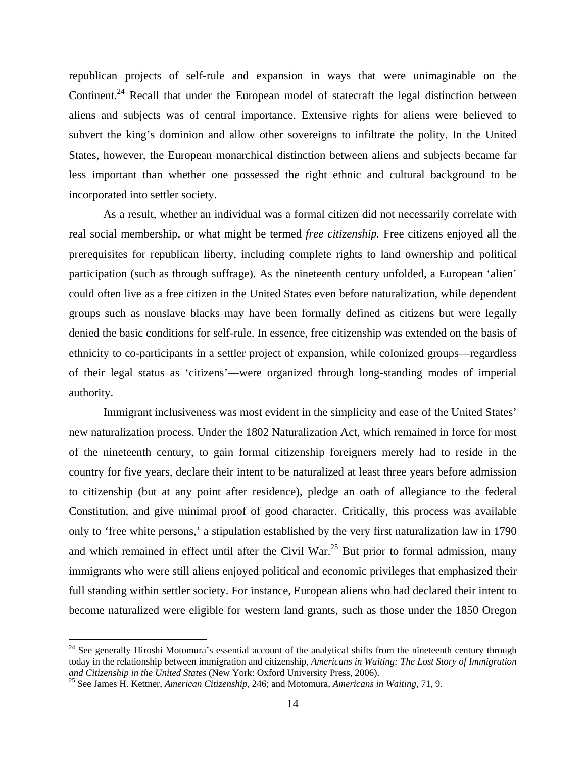republican projects of self-rule and expansion in ways that were unimaginable on the Continent.[24] Recall that under the European model of statecraft the legal distinction between aliens and subjects was of central importance. Extensive rights for aliens were believed to subvert the king's dominion and allow other sovereigns to infiltrate the polity. In the United States, however, the European monarchical distinction between aliens and subjects became far less important than whether one possessed the right ethnic and cultural background to be incorporated into settler society.

As a result, whether an individual was a formal citizen did not necessarily correlate with real social membership, or what might be termed *free citizenship.* Free citizens enjoyed all the prerequisites for republican liberty, including complete rights to land ownership and political participation (such as through suffrage). As the nineteenth century unfolded, a European 'alien' could often live as a free citizen in the United States even before naturalization, while dependent groups such as nonslave blacks may have been formally defined as citizens but were legally denied the basic conditions for self-rule. In essence, free citizenship was extended on the basis of ethnicity to co-participants in a settler project of expansion, while colonized groups—regardless of their legal status as 'citizens'—were organized through long-standing modes of imperial authority.

Immigrant inclusiveness was most evident in the simplicity and ease of the United States' new naturalization process. Under the 1802 Naturalization Act, which remained in force for most of the nineteenth century, to gain formal citizenship foreigners merely had to reside in the country for five years, declare their intent to be naturalized at least three years before admission to citizenship (but at any point after residence), pledge an oath of allegiance to the federal Constitution, and give minimal proof of good character. Critically, this process was available only to 'free white persons,' a stipulation established by the very first naturalization law in 1790 and which remained in effect until after the Civil War.[25] But prior to formal admission, many immigrants who were still aliens enjoyed political and economic privileges that emphasized their full standing within settler society. For instance, European aliens who had declared their intent to become naturalized were eligible for western land grants, such as those under the 1850 Oregon

---

[24] See generally Hiroshi Motomura's essential account of the analytical shifts from the nineteenth century through today in the relationship between immigration and citizenship, *Americans in Waiting: The Lost Story of Immigration and Citizenship in the United States* (New York: Oxford University Press, 2006).

[25] See James H. Kettner, *American Citizenship*, 246; and Motomura, *Americans in Waiting*, 71, 9.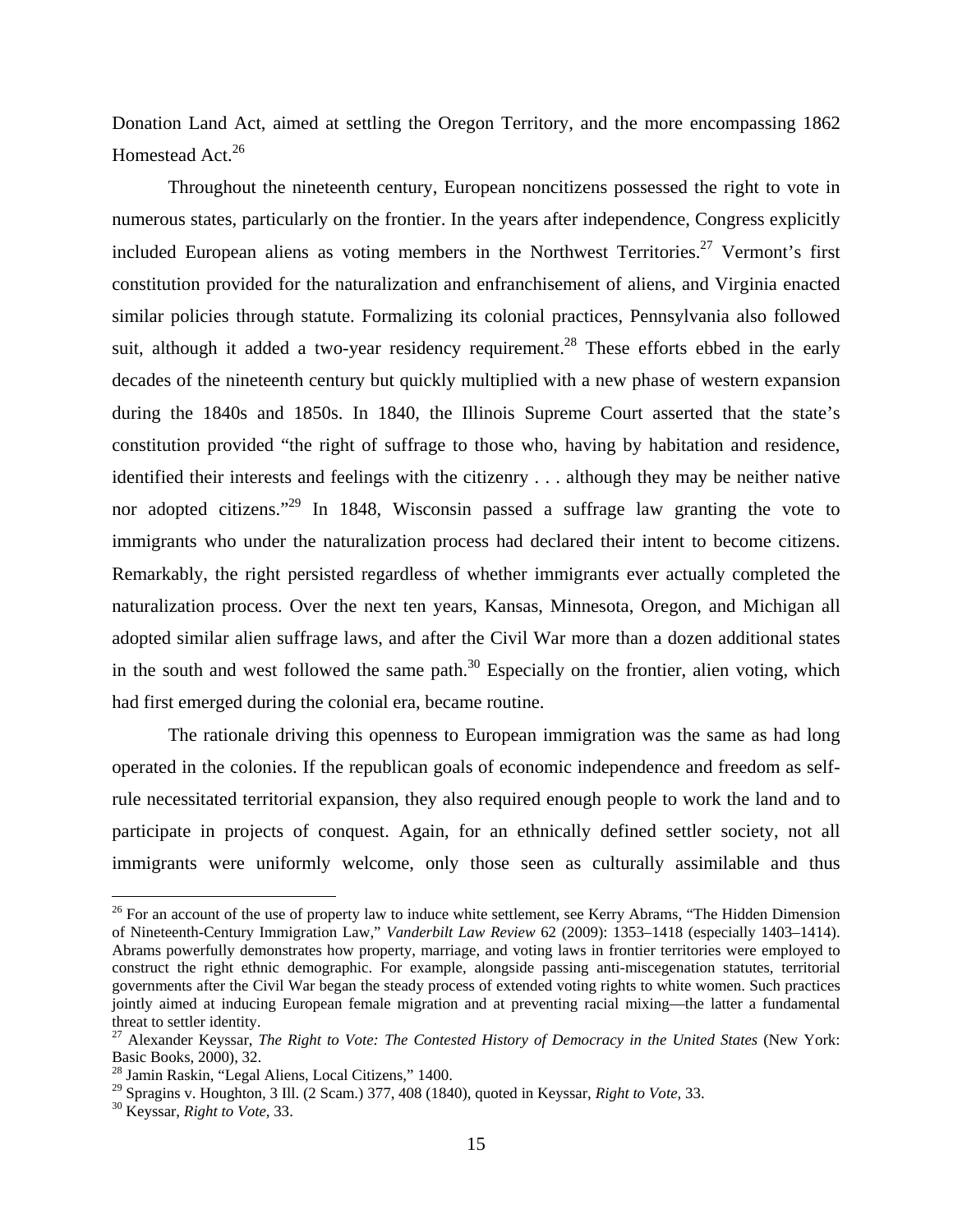Donation Land Act, aimed at settling the Oregon Territory, and the more encompassing 1862 Homestead Act.[26]

Throughout the nineteenth century, European noncitizens possessed the right to vote in numerous states, particularly on the frontier. In the years after independence, Congress explicitly included European aliens as voting members in the Northwest Territories.[27] Vermont's first constitution provided for the naturalization and enfranchisement of aliens, and Virginia enacted similar policies through statute. Formalizing its colonial practices, Pennsylvania also followed suit, although it added a two-year residency requirement.[28] These efforts ebbed in the early decades of the nineteenth century but quickly multiplied with a new phase of western expansion during the 1840s and 1850s. In 1840, the Illinois Supreme Court asserted that the state's constitution provided "the right of suffrage to those who, having by habitation and residence, identified their interests and feelings with the citizenry . . . although they may be neither native nor adopted citizens."[29] In 1848, Wisconsin passed a suffrage law granting the vote to immigrants who under the naturalization process had declared their intent to become citizens. Remarkably, the right persisted regardless of whether immigrants ever actually completed the naturalization process. Over the next ten years, Kansas, Minnesota, Oregon, and Michigan all adopted similar alien suffrage laws, and after the Civil War more than a dozen additional states in the south and west followed the same path.[30] Especially on the frontier, alien voting, which had first emerged during the colonial era, became routine.

The rationale driving this openness to European immigration was the same as had long operated in the colonies. If the republican goals of economic independence and freedom as self-rule necessitated territorial expansion, they also required enough people to work the land and to participate in projects of conquest. Again, for an ethnically defined settler society, not all immigrants were uniformly welcome, only those seen as culturally assimilable and thus

---

[26] For an account of the use of property law to induce white settlement, see Kerry Abrams, "The Hidden Dimension of Nineteenth-Century Immigration Law," *Vanderbilt Law Review* 62 (2009): 1353–1418 (especially 1403–1414). Abrams powerfully demonstrates how property, marriage, and voting laws in frontier territories were employed to construct the right ethnic demographic. For example, alongside passing anti-miscegenation statutes, territorial governments after the Civil War began the steady process of extended voting rights to white women. Such practices jointly aimed at inducing European female migration and at preventing racial mixing—the latter a fundamental threat to settler identity.

[27] Alexander Keyssar, *The Right to Vote: The Contested History of Democracy in the United States* (New York: Basic Books, 2000), 32.

[28] Jamin Raskin, "Legal Aliens, Local Citizens," 1400.

[29] Spragins v. Houghton, 3 Ill. (2 Scam.) 377, 408 (1840), quoted in Keyssar, *Right to Vote*, 33.

[30] Keyssar, *Right to Vote*, 33.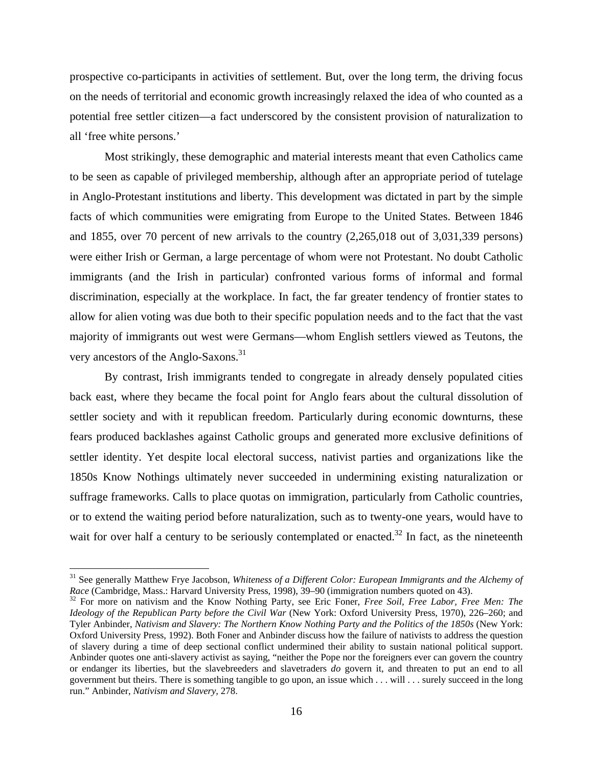prospective co-participants in activities of settlement. But, over the long term, the driving focus on the needs of territorial and economic growth increasingly relaxed the idea of who counted as a potential free settler citizen—a fact underscored by the consistent provision of naturalization to all 'free white persons.'

Most strikingly, these demographic and material interests meant that even Catholics came to be seen as capable of privileged membership, although after an appropriate period of tutelage in Anglo-Protestant institutions and liberty. This development was dictated in part by the simple facts of which communities were emigrating from Europe to the United States. Between 1846 and 1855, over 70 percent of new arrivals to the country (2,265,018 out of 3,031,339 persons) were either Irish or German, a large percentage of whom were not Protestant. No doubt Catholic immigrants (and the Irish in particular) confronted various forms of informal and formal discrimination, especially at the workplace. In fact, the far greater tendency of frontier states to allow for alien voting was due both to their specific population needs and to the fact that the vast majority of immigrants out west were Germans—whom English settlers viewed as Teutons, the very ancestors of the Anglo-Saxons.[31]

By contrast, Irish immigrants tended to congregate in already densely populated cities back east, where they became the focal point for Anglo fears about the cultural dissolution of settler society and with it republican freedom. Particularly during economic downturns, these fears produced backlashes against Catholic groups and generated more exclusive definitions of settler identity. Yet despite local electoral success, nativist parties and organizations like the 1850s Know Nothings ultimately never succeeded in undermining existing naturalization or suffrage frameworks. Calls to place quotas on immigration, particularly from Catholic countries, or to extend the waiting period before naturalization, such as to twenty-one years, would have to wait for over half a century to be seriously contemplated or enacted.[32] In fact, as the nineteenth

[31] See generally Matthew Frye Jacobson, *Whiteness of a Different Color: European Immigrants and the Alchemy of Race* (Cambridge, Mass.: Harvard University Press, 1998), 39–90 (immigration numbers quoted on 43).

[32] For more on nativism and the Know Nothing Party, see Eric Foner, *Free Soil, Free Labor, Free Men: The Ideology of the Republican Party before the Civil War* (New York: Oxford University Press, 1970), 226–260; and Tyler Anbinder, *Nativism and Slavery: The Northern Know Nothing Party and the Politics of the 1850s* (New York: Oxford University Press, 1992). Both Foner and Anbinder discuss how the failure of nativists to address the question of slavery during a time of deep sectional conflict undermined their ability to sustain national political support. Anbinder quotes one anti-slavery activist as saying, "neither the Pope nor the foreigners ever can govern the country or endanger its liberties, but the slavebreeders and slavetraders *do* govern it, and threaten to put an end to all government but theirs. There is something tangible to go upon, an issue which . . . will . . . surely succeed in the long run." Anbinder, *Nativism and Slavery,* 278.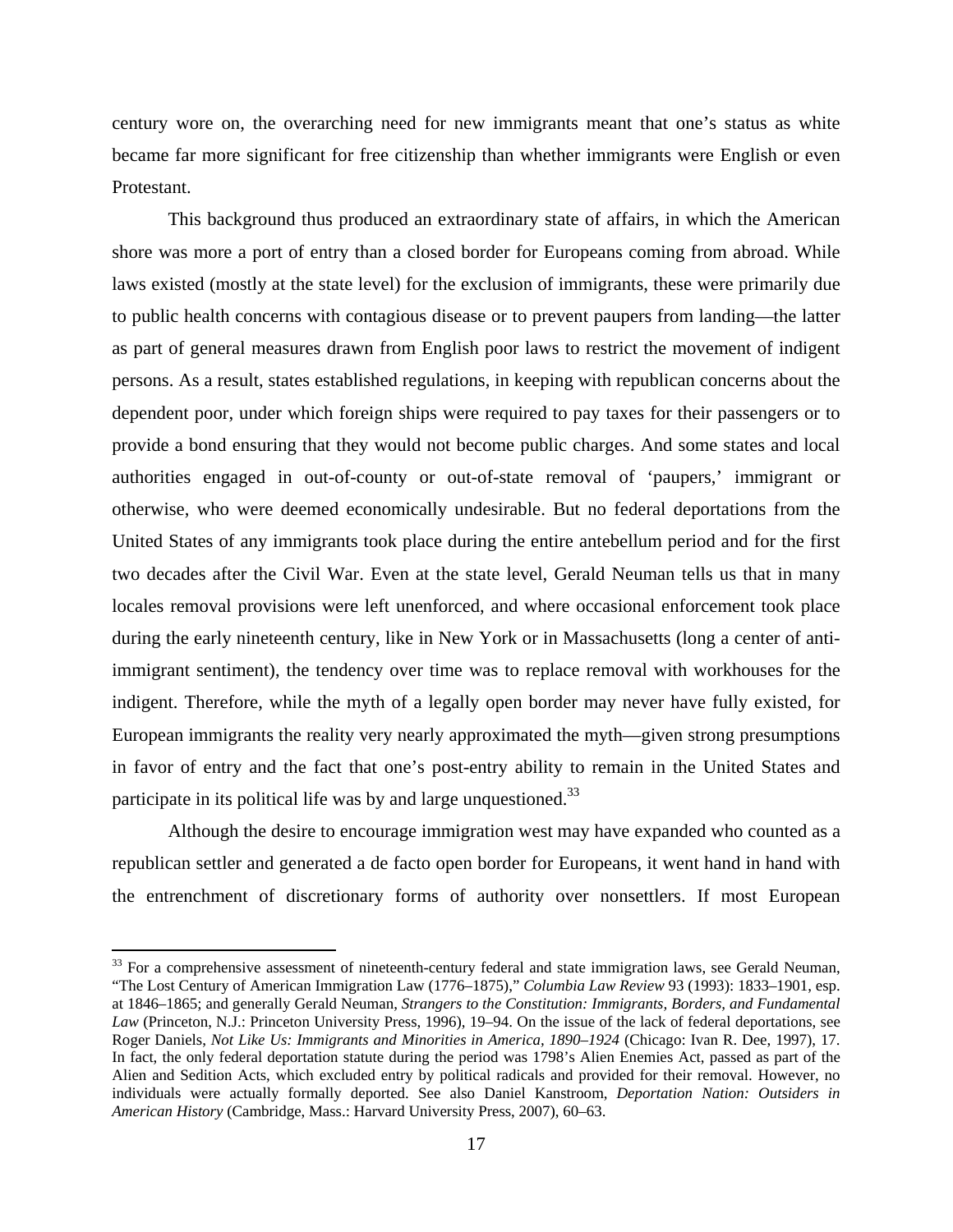century wore on, the overarching need for new immigrants meant that one's status as white became far more significant for free citizenship than whether immigrants were English or even Protestant.

This background thus produced an extraordinary state of affairs, in which the American shore was more a port of entry than a closed border for Europeans coming from abroad. While laws existed (mostly at the state level) for the exclusion of immigrants, these were primarily due to public health concerns with contagious disease or to prevent paupers from landing—the latter as part of general measures drawn from English poor laws to restrict the movement of indigent persons. As a result, states established regulations, in keeping with republican concerns about the dependent poor, under which foreign ships were required to pay taxes for their passengers or to provide a bond ensuring that they would not become public charges. And some states and local authorities engaged in out-of-county or out-of-state removal of 'paupers,' immigrant or otherwise, who were deemed economically undesirable. But no federal deportations from the United States of any immigrants took place during the entire antebellum period and for the first two decades after the Civil War. Even at the state level, Gerald Neuman tells us that in many locales removal provisions were left unenforced, and where occasional enforcement took place during the early nineteenth century, like in New York or in Massachusetts (long a center of anti-immigrant sentiment), the tendency over time was to replace removal with workhouses for the indigent. Therefore, while the myth of a legally open border may never have fully existed, for European immigrants the reality very nearly approximated the myth—given strong presumptions in favor of entry and the fact that one's post-entry ability to remain in the United States and participate in its political life was by and large unquestioned.[33]

Although the desire to encourage immigration west may have expanded who counted as a republican settler and generated a de facto open border for Europeans, it went hand in hand with the entrenchment of discretionary forms of authority over nonsettlers. If most European

---

[33] For a comprehensive assessment of nineteenth-century federal and state immigration laws, see Gerald Neuman, "The Lost Century of American Immigration Law (1776–1875)," *Columbia Law Review* 93 (1993): 1833–1901, esp. at 1846–1865; and generally Gerald Neuman, *Strangers to the Constitution: Immigrants, Borders, and Fundamental Law* (Princeton, N.J.: Princeton University Press, 1996), 19–94. On the issue of the lack of federal deportations, see Roger Daniels, *Not Like Us: Immigrants and Minorities in America, 1890–1924* (Chicago: Ivan R. Dee, 1997), 17. In fact, the only federal deportation statute during the period was 1798's Alien Enemies Act, passed as part of the Alien and Sedition Acts, which excluded entry by political radicals and provided for their removal. However, no individuals were actually formally deported. See also Daniel Kanstroom, *Deportation Nation: Outsiders in American History* (Cambridge, Mass.: Harvard University Press, 2007), 60–63.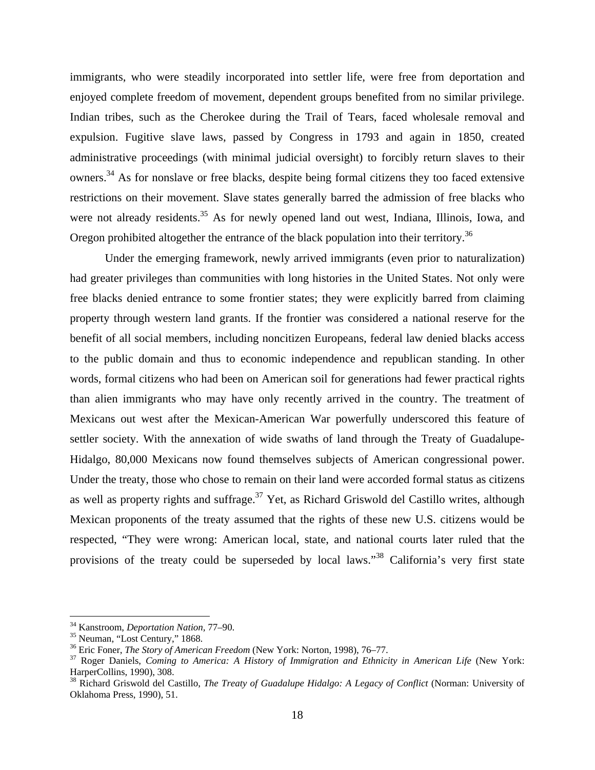immigrants, who were steadily incorporated into settler life, were free from deportation and enjoyed complete freedom of movement, dependent groups benefited from no similar privilege. Indian tribes, such as the Cherokee during the Trail of Tears, faced wholesale removal and expulsion. Fugitive slave laws, passed by Congress in 1793 and again in 1850, created administrative proceedings (with minimal judicial oversight) to forcibly return slaves to their owners.[34] As for nonslave or free blacks, despite being formal citizens they too faced extensive restrictions on their movement. Slave states generally barred the admission of free blacks who were not already residents.[35] As for newly opened land out west, Indiana, Illinois, Iowa, and Oregon prohibited altogether the entrance of the black population into their territory.[36]

Under the emerging framework, newly arrived immigrants (even prior to naturalization) had greater privileges than communities with long histories in the United States. Not only were free blacks denied entrance to some frontier states; they were explicitly barred from claiming property through western land grants. If the frontier was considered a national reserve for the benefit of all social members, including noncitizen Europeans, federal law denied blacks access to the public domain and thus to economic independence and republican standing. In other words, formal citizens who had been on American soil for generations had fewer practical rights than alien immigrants who may have only recently arrived in the country. The treatment of Mexicans out west after the Mexican-American War powerfully underscored this feature of settler society. With the annexation of wide swaths of land through the Treaty of Guadalupe-Hidalgo, 80,000 Mexicans now found themselves subjects of American congressional power. Under the treaty, those who chose to remain on their land were accorded formal status as citizens as well as property rights and suffrage.[37] Yet, as Richard Griswold del Castillo writes, although Mexican proponents of the treaty assumed that the rights of these new U.S. citizens would be respected, "They were wrong: American local, state, and national courts later ruled that the provisions of the treaty could be superseded by local laws."[38] California's very first state

---

[34] Kanstroom, *Deportation Nation*, 77–90.

[35] Neuman, "Lost Century," 1868.

[36] Eric Foner, *The Story of American Freedom* (New York: Norton, 1998), 76–77.

[37] Roger Daniels, *Coming to America: A History of Immigration and Ethnicity in American Life* (New York: HarperCollins, 1990), 308.

[38] Richard Griswold del Castillo, *The Treaty of Guadalupe Hidalgo: A Legacy of Conflict* (Norman: University of Oklahoma Press, 1990), 51.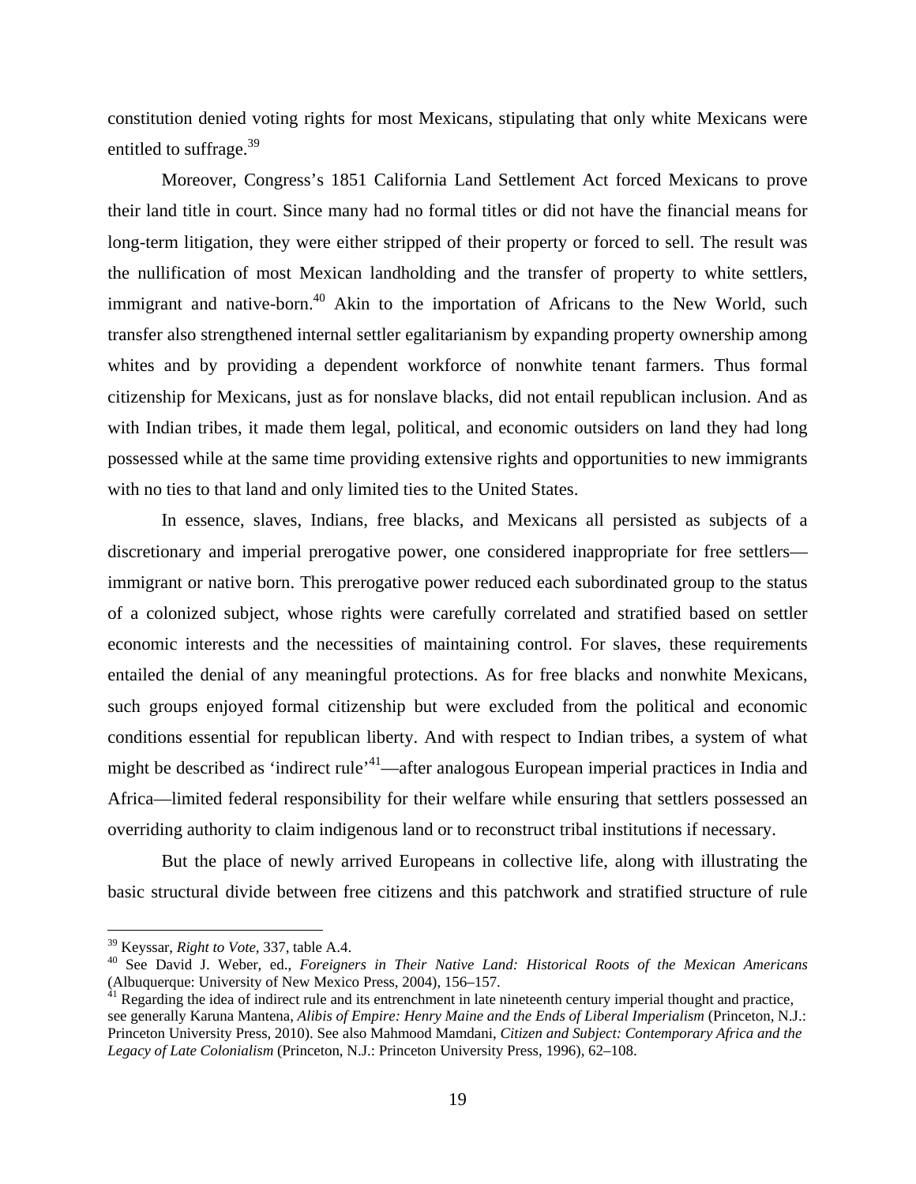constitution denied voting rights for most Mexicans, stipulating that only white Mexicans were entitled to suffrage.[39]

Moreover, Congress's 1851 California Land Settlement Act forced Mexicans to prove their land title in court. Since many had no formal titles or did not have the financial means for long-term litigation, they were either stripped of their property or forced to sell. The result was the nullification of most Mexican landholding and the transfer of property to white settlers, immigrant and native-born.[40] Akin to the importation of Africans to the New World, such transfer also strengthened internal settler egalitarianism by expanding property ownership among whites and by providing a dependent workforce of nonwhite tenant farmers. Thus formal citizenship for Mexicans, just as for nonslave blacks, did not entail republican inclusion. And as with Indian tribes, it made them legal, political, and economic outsiders on land they had long possessed while at the same time providing extensive rights and opportunities to new immigrants with no ties to that land and only limited ties to the United States.

In essence, slaves, Indians, free blacks, and Mexicans all persisted as subjects of a discretionary and imperial prerogative power, one considered inappropriate for free settlers—immigrant or native born. This prerogative power reduced each subordinated group to the status of a colonized subject, whose rights were carefully correlated and stratified based on settler economic interests and the necessities of maintaining control. For slaves, these requirements entailed the denial of any meaningful protections. As for free blacks and nonwhite Mexicans, such groups enjoyed formal citizenship but were excluded from the political and economic conditions essential for republican liberty. And with respect to Indian tribes, a system of what might be described as 'indirect rule'[41]—after analogous European imperial practices in India and Africa—limited federal responsibility for their welfare while ensuring that settlers possessed an overriding authority to claim indigenous land or to reconstruct tribal institutions if necessary.

But the place of newly arrived Europeans in collective life, along with illustrating the basic structural divide between free citizens and this patchwork and stratified structure of rule

---

[39] Keyssar, *Right to Vote,* 337, table A.4.

[40] See David J. Weber, ed., *Foreigners in Their Native Land: Historical Roots of the Mexican Americans* (Albuquerque: University of New Mexico Press, 2004), 156–157.

[41] Regarding the idea of indirect rule and its entrenchment in late nineteenth century imperial thought and practice, see generally Karuna Mantena, *Alibis of Empire: Henry Maine and the Ends of Liberal Imperialism* (Princeton, N.J.: Princeton University Press, 2010). See also Mahmood Mamdani, *Citizen and Subject: Contemporary Africa and the Legacy of Late Colonialism* (Princeton, N.J.: Princeton University Press, 1996), 62–108.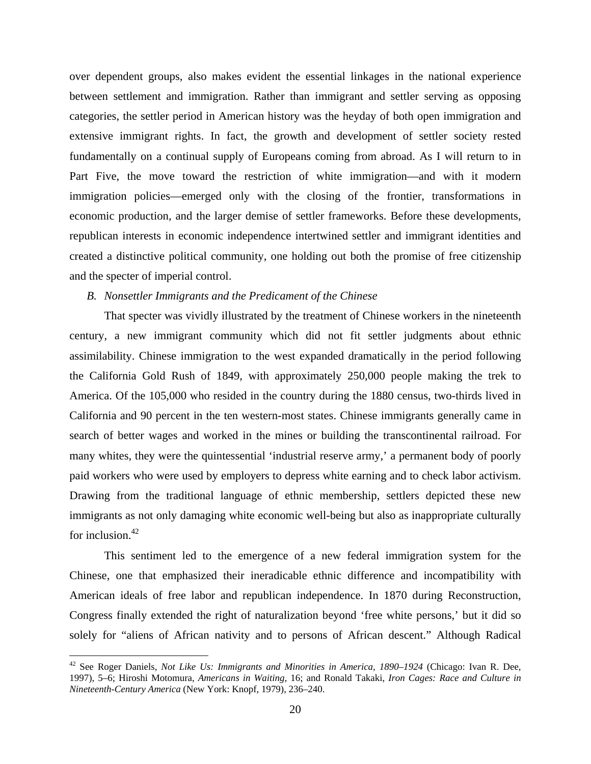over dependent groups, also makes evident the essential linkages in the national experience between settlement and immigration. Rather than immigrant and settler serving as opposing categories, the settler period in American history was the heyday of both open immigration and extensive immigrant rights. In fact, the growth and development of settler society rested fundamentally on a continual supply of Europeans coming from abroad. As I will return to in Part Five, the move toward the restriction of white immigration—and with it modern immigration policies—emerged only with the closing of the frontier, transformations in economic production, and the larger demise of settler frameworks. Before these developments, republican interests in economic independence intertwined settler and immigrant identities and created a distinctive political community, one holding out both the promise of free citizenship and the specter of imperial control.

### *B. Nonsettler Immigrants and the Predicament of the Chinese*

That specter was vividly illustrated by the treatment of Chinese workers in the nineteenth century, a new immigrant community which did not fit settler judgments about ethnic assimilability. Chinese immigration to the west expanded dramatically in the period following the California Gold Rush of 1849, with approximately 250,000 people making the trek to America. Of the 105,000 who resided in the country during the 1880 census, two-thirds lived in California and 90 percent in the ten western-most states. Chinese immigrants generally came in search of better wages and worked in the mines or building the transcontinental railroad. For many whites, they were the quintessential 'industrial reserve army,' a permanent body of poorly paid workers who were used by employers to depress white earning and to check labor activism. Drawing from the traditional language of ethnic membership, settlers depicted these new immigrants as not only damaging white economic well-being but also as inappropriate culturally for inclusion.[42]

This sentiment led to the emergence of a new federal immigration system for the Chinese, one that emphasized their ineradicable ethnic difference and incompatibility with American ideals of free labor and republican independence. In 1870 during Reconstruction, Congress finally extended the right of naturalization beyond 'free white persons,' but it did so solely for "aliens of African nativity and to persons of African descent." Although Radical

[42] See Roger Daniels, *Not Like Us: Immigrants and Minorities in America, 1890–1924* (Chicago: Ivan R. Dee, 1997), 5–6; Hiroshi Motomura, *Americans in Waiting*, 16; and Ronald Takaki, *Iron Cages: Race and Culture in Nineteenth-Century America* (New York: Knopf, 1979), 236–240.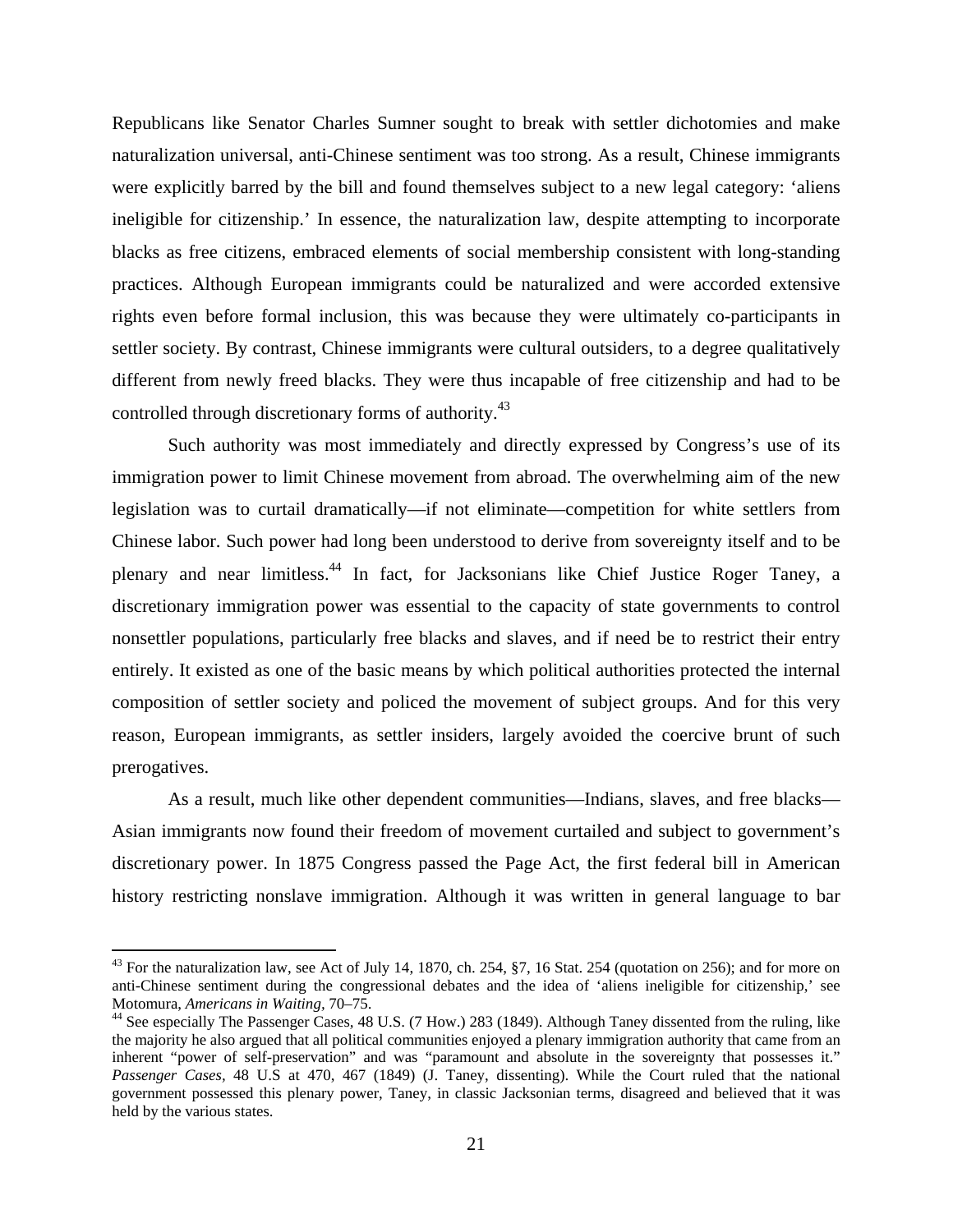Republicans like Senator Charles Sumner sought to break with settler dichotomies and make naturalization universal, anti-Chinese sentiment was too strong. As a result, Chinese immigrants were explicitly barred by the bill and found themselves subject to a new legal category: 'aliens ineligible for citizenship.' In essence, the naturalization law, despite attempting to incorporate blacks as free citizens, embraced elements of social membership consistent with long-standing practices. Although European immigrants could be naturalized and were accorded extensive rights even before formal inclusion, this was because they were ultimately co-participants in settler society. By contrast, Chinese immigrants were cultural outsiders, to a degree qualitatively different from newly freed blacks. They were thus incapable of free citizenship and had to be controlled through discretionary forms of authority.[43]

Such authority was most immediately and directly expressed by Congress's use of its immigration power to limit Chinese movement from abroad. The overwhelming aim of the new legislation was to curtail dramatically—if not eliminate—competition for white settlers from Chinese labor. Such power had long been understood to derive from sovereignty itself and to be plenary and near limitless.[44] In fact, for Jacksonians like Chief Justice Roger Taney, a discretionary immigration power was essential to the capacity of state governments to control nonsettler populations, particularly free blacks and slaves, and if need be to restrict their entry entirely. It existed as one of the basic means by which political authorities protected the internal composition of settler society and policed the movement of subject groups. And for this very reason, European immigrants, as settler insiders, largely avoided the coercive brunt of such prerogatives.

As a result, much like other dependent communities—Indians, slaves, and free blacks—Asian immigrants now found their freedom of movement curtailed and subject to government's discretionary power. In 1875 Congress passed the Page Act, the first federal bill in American history restricting nonslave immigration. Although it was written in general language to bar

[43] For the naturalization law, see Act of July 14, 1870, ch. 254, §7, 16 Stat. 254 (quotation on 256); and for more on anti-Chinese sentiment during the congressional debates and the idea of 'aliens ineligible for citizenship,' see Motomura, *Americans in Waiting*, 70–75.

[44] See especially The Passenger Cases, 48 U.S. (7 How.) 283 (1849). Although Taney dissented from the ruling, like the majority he also argued that all political communities enjoyed a plenary immigration authority that came from an inherent "power of self-preservation" and was "paramount and absolute in the sovereignty that possesses it." *Passenger Cases*, 48 U.S at 470, 467 (1849) (J. Taney, dissenting). While the Court ruled that the national government possessed this plenary power, Taney, in classic Jacksonian terms, disagreed and believed that it was held by the various states.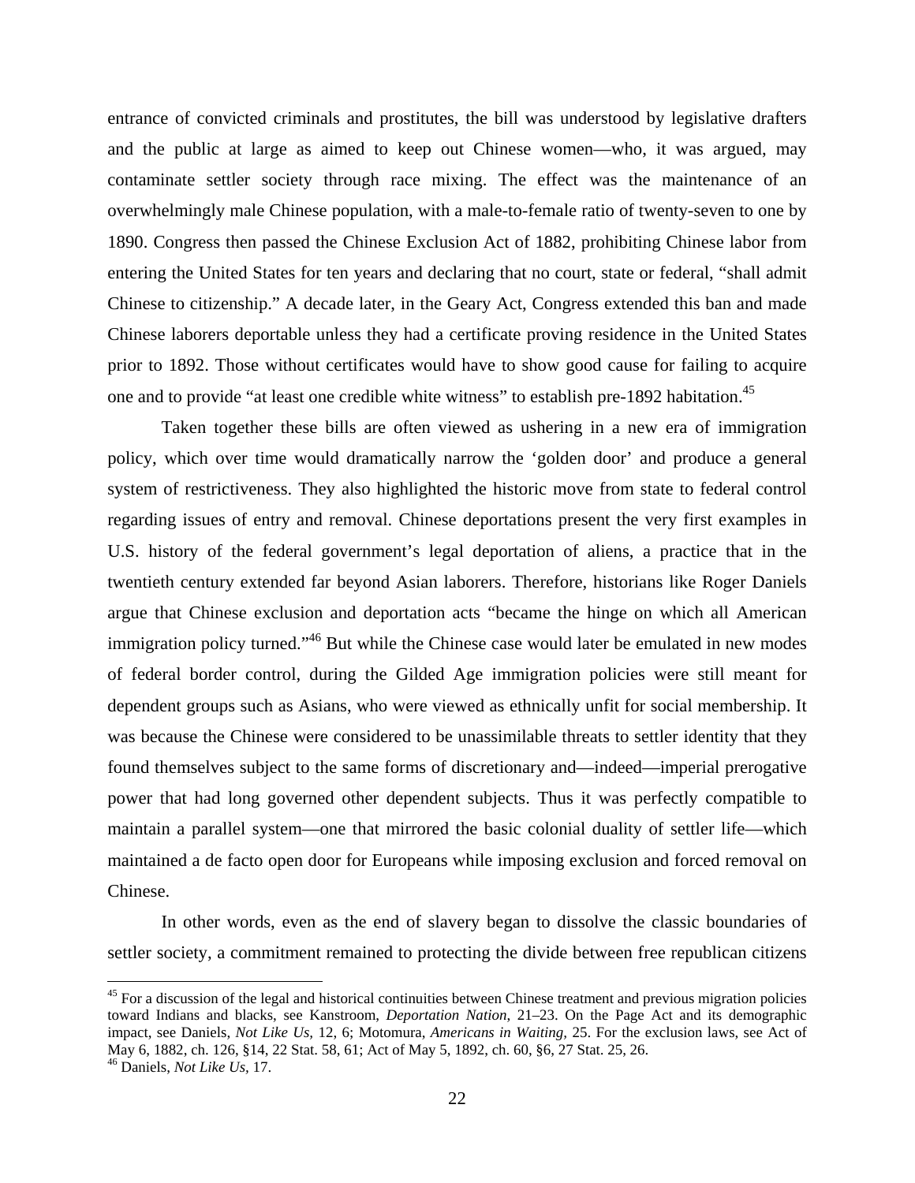entrance of convicted criminals and prostitutes, the bill was understood by legislative drafters and the public at large as aimed to keep out Chinese women—who, it was argued, may contaminate settler society through race mixing. The effect was the maintenance of an overwhelmingly male Chinese population, with a male-to-female ratio of twenty-seven to one by 1890. Congress then passed the Chinese Exclusion Act of 1882, prohibiting Chinese labor from entering the United States for ten years and declaring that no court, state or federal, "shall admit Chinese to citizenship." A decade later, in the Geary Act, Congress extended this ban and made Chinese laborers deportable unless they had a certificate proving residence in the United States prior to 1892. Those without certificates would have to show good cause for failing to acquire one and to provide "at least one credible white witness" to establish pre-1892 habitation.[45]

Taken together these bills are often viewed as ushering in a new era of immigration policy, which over time would dramatically narrow the 'golden door' and produce a general system of restrictiveness. They also highlighted the historic move from state to federal control regarding issues of entry and removal. Chinese deportations present the very first examples in U.S. history of the federal government's legal deportation of aliens, a practice that in the twentieth century extended far beyond Asian laborers. Therefore, historians like Roger Daniels argue that Chinese exclusion and deportation acts "became the hinge on which all American immigration policy turned."[46] But while the Chinese case would later be emulated in new modes of federal border control, during the Gilded Age immigration policies were still meant for dependent groups such as Asians, who were viewed as ethnically unfit for social membership. It was because the Chinese were considered to be unassimilable threats to settler identity that they found themselves subject to the same forms of discretionary and—indeed—imperial prerogative power that had long governed other dependent subjects. Thus it was perfectly compatible to maintain a parallel system—one that mirrored the basic colonial duality of settler life—which maintained a de facto open door for Europeans while imposing exclusion and forced removal on Chinese.

In other words, even as the end of slavery began to dissolve the classic boundaries of settler society, a commitment remained to protecting the divide between free republican citizens

---

[45] For a discussion of the legal and historical continuities between Chinese treatment and previous migration policies toward Indians and blacks, see Kanstroom, *Deportation Nation*, 21–23. On the Page Act and its demographic impact, see Daniels, *Not Like Us*, 12, 6; Motomura, *Americans in Waiting*, 25. For the exclusion laws, see Act of May 6, 1882, ch. 126, §14, 22 Stat. 58, 61; Act of May 5, 1892, ch. 60, §6, 27 Stat. 25, 26.

[46] Daniels, *Not Like Us*, 17.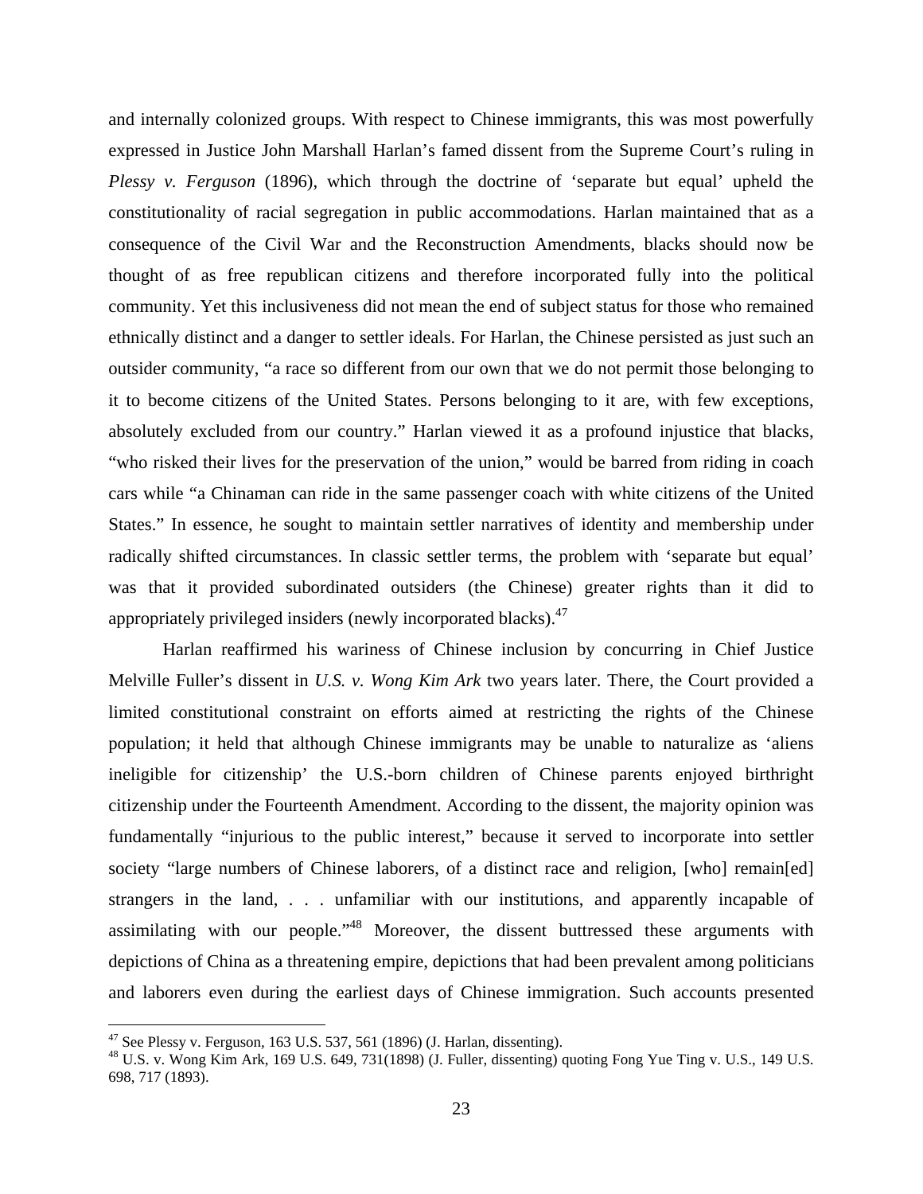and internally colonized groups. With respect to Chinese immigrants, this was most powerfully expressed in Justice John Marshall Harlan's famed dissent from the Supreme Court's ruling in *Plessy v. Ferguson* (1896), which through the doctrine of 'separate but equal' upheld the constitutionality of racial segregation in public accommodations. Harlan maintained that as a consequence of the Civil War and the Reconstruction Amendments, blacks should now be thought of as free republican citizens and therefore incorporated fully into the political community. Yet this inclusiveness did not mean the end of subject status for those who remained ethnically distinct and a danger to settler ideals. For Harlan, the Chinese persisted as just such an outsider community, "a race so different from our own that we do not permit those belonging to it to become citizens of the United States. Persons belonging to it are, with few exceptions, absolutely excluded from our country." Harlan viewed it as a profound injustice that blacks, "who risked their lives for the preservation of the union," would be barred from riding in coach cars while "a Chinaman can ride in the same passenger coach with white citizens of the United States." In essence, he sought to maintain settler narratives of identity and membership under radically shifted circumstances. In classic settler terms, the problem with 'separate but equal' was that it provided subordinated outsiders (the Chinese) greater rights than it did to appropriately privileged insiders (newly incorporated blacks).[47]

Harlan reaffirmed his wariness of Chinese inclusion by concurring in Chief Justice Melville Fuller's dissent in *U.S. v. Wong Kim Ark* two years later. There, the Court provided a limited constitutional constraint on efforts aimed at restricting the rights of the Chinese population; it held that although Chinese immigrants may be unable to naturalize as 'aliens ineligible for citizenship' the U.S.-born children of Chinese parents enjoyed birthright citizenship under the Fourteenth Amendment. According to the dissent, the majority opinion was fundamentally "injurious to the public interest," because it served to incorporate into settler society "large numbers of Chinese laborers, of a distinct race and religion, [who] remain[ed] strangers in the land, . . . unfamiliar with our institutions, and apparently incapable of assimilating with our people."[48] Moreover, the dissent buttressed these arguments with depictions of China as a threatening empire, depictions that had been prevalent among politicians and laborers even during the earliest days of Chinese immigration. Such accounts presented

---

[47] See Plessy v. Ferguson, 163 U.S. 537, 561 (1896) (J. Harlan, dissenting).

[48] U.S. v. Wong Kim Ark, 169 U.S. 649, 731(1898) (J. Fuller, dissenting) quoting Fong Yue Ting v. U.S., 149 U.S. 698, 717 (1893).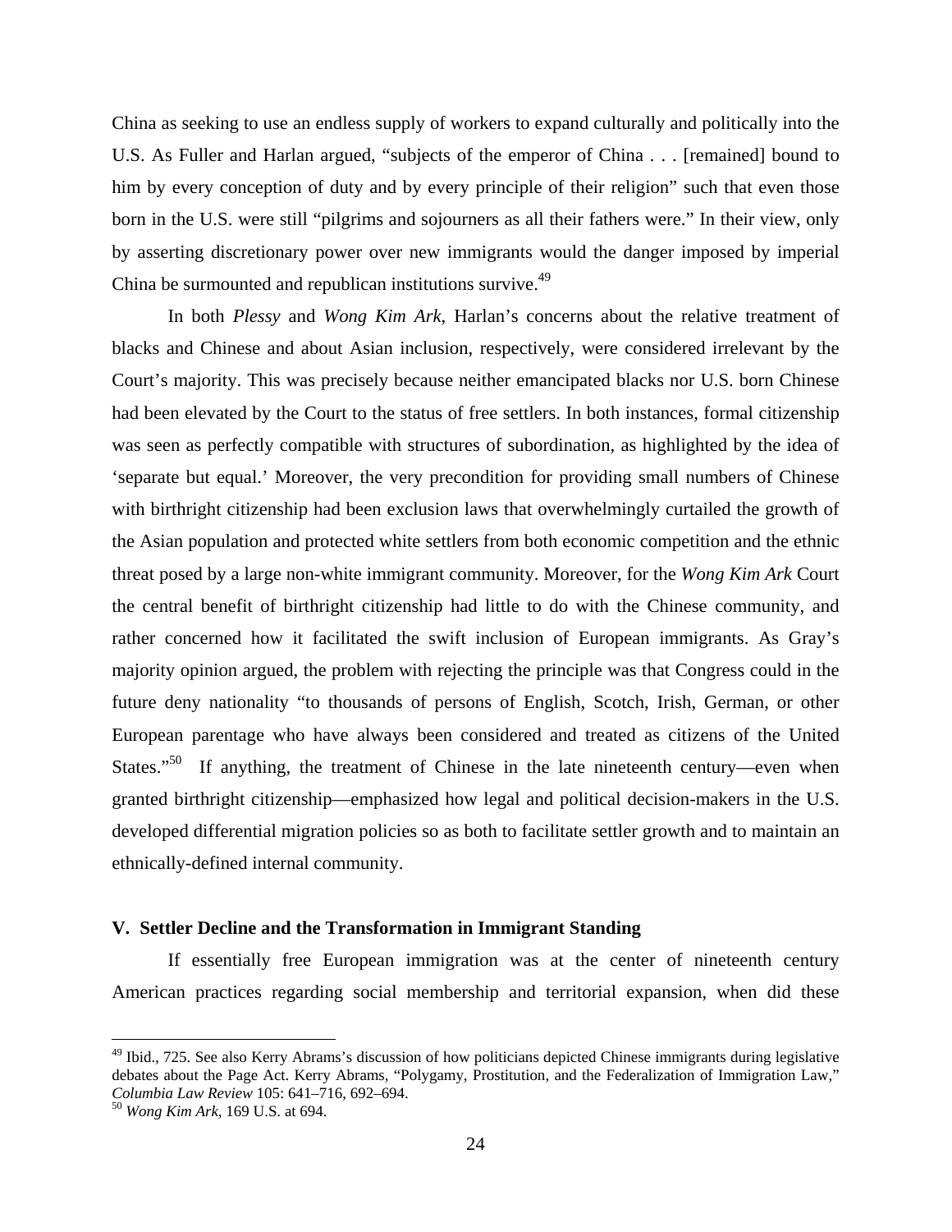China as seeking to use an endless supply of workers to expand culturally and politically into the U.S. As Fuller and Harlan argued, "subjects of the emperor of China . . . [remained] bound to him by every conception of duty and by every principle of their religion" such that even those born in the U.S. were still "pilgrims and sojourners as all their fathers were." In their view, only by asserting discretionary power over new immigrants would the danger imposed by imperial China be surmounted and republican institutions survive.[49]

In both *Plessy* and *Wong Kim Ark*, Harlan's concerns about the relative treatment of blacks and Chinese and about Asian inclusion, respectively, were considered irrelevant by the Court's majority. This was precisely because neither emancipated blacks nor U.S. born Chinese had been elevated by the Court to the status of free settlers. In both instances, formal citizenship was seen as perfectly compatible with structures of subordination, as highlighted by the idea of 'separate but equal.' Moreover, the very precondition for providing small numbers of Chinese with birthright citizenship had been exclusion laws that overwhelmingly curtailed the growth of the Asian population and protected white settlers from both economic competition and the ethnic threat posed by a large non-white immigrant community. Moreover, for the *Wong Kim Ark* Court the central benefit of birthright citizenship had little to do with the Chinese community, and rather concerned how it facilitated the swift inclusion of European immigrants. As Gray's majority opinion argued, the problem with rejecting the principle was that Congress could in the future deny nationality "to thousands of persons of English, Scotch, Irish, German, or other European parentage who have always been considered and treated as citizens of the United States."[50] If anything, the treatment of Chinese in the late nineteenth century—even when granted birthright citizenship—emphasized how legal and political decision-makers in the U.S. developed differential migration policies so as both to facilitate settler growth and to maintain an ethnically-defined internal community.

### V. Settler Decline and the Transformation in Immigrant Standing

If essentially free European immigration was at the center of nineteenth century American practices regarding social membership and territorial expansion, when did these

---

[49] Ibid., 725. See also Kerry Abrams's discussion of how politicians depicted Chinese immigrants during legislative debates about the Page Act. Kerry Abrams, "Polygamy, Prostitution, and the Federalization of Immigration Law," *Columbia Law Review* 105: 641–716, 692–694.

[50] *Wong Kim Ark*, 169 U.S. at 694.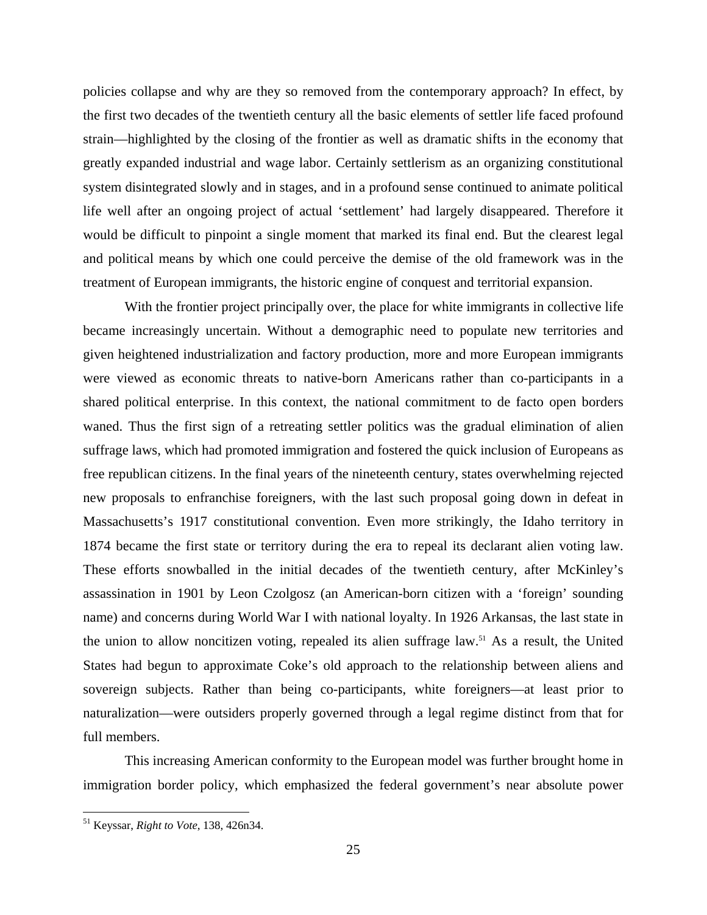policies collapse and why are they so removed from the contemporary approach? In effect, by the first two decades of the twentieth century all the basic elements of settler life faced profound strain—highlighted by the closing of the frontier as well as dramatic shifts in the economy that greatly expanded industrial and wage labor. Certainly settlerism as an organizing constitutional system disintegrated slowly and in stages, and in a profound sense continued to animate political life well after an ongoing project of actual 'settlement' had largely disappeared. Therefore it would be difficult to pinpoint a single moment that marked its final end. But the clearest legal and political means by which one could perceive the demise of the old framework was in the treatment of European immigrants, the historic engine of conquest and territorial expansion.

With the frontier project principally over, the place for white immigrants in collective life became increasingly uncertain. Without a demographic need to populate new territories and given heightened industrialization and factory production, more and more European immigrants were viewed as economic threats to native-born Americans rather than co-participants in a shared political enterprise. In this context, the national commitment to de facto open borders waned. Thus the first sign of a retreating settler politics was the gradual elimination of alien suffrage laws, which had promoted immigration and fostered the quick inclusion of Europeans as free republican citizens. In the final years of the nineteenth century, states overwhelming rejected new proposals to enfranchise foreigners, with the last such proposal going down in defeat in Massachusetts's 1917 constitutional convention. Even more strikingly, the Idaho territory in 1874 became the first state or territory during the era to repeal its declarant alien voting law. These efforts snowballed in the initial decades of the twentieth century, after McKinley's assassination in 1901 by Leon Czolgosz (an American-born citizen with a 'foreign' sounding name) and concerns during World War I with national loyalty. In 1926 Arkansas, the last state in the union to allow noncitizen voting, repealed its alien suffrage law.[51] As a result, the United States had begun to approximate Coke's old approach to the relationship between aliens and sovereign subjects. Rather than being co-participants, white foreigners—at least prior to naturalization—were outsiders properly governed through a legal regime distinct from that for full members.

This increasing American conformity to the European model was further brought home in immigration border policy, which emphasized the federal government's near absolute power

---

[51] Keyssar, *Right to Vote*, 138, 426n34.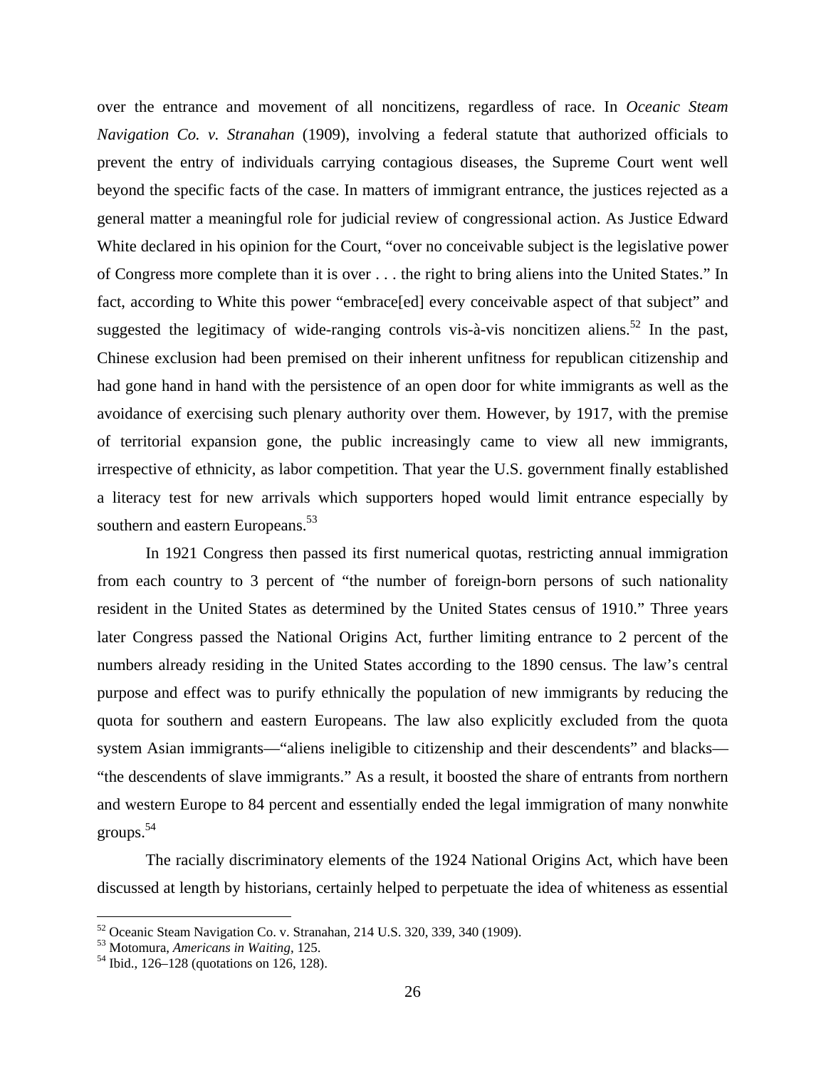over the entrance and movement of all noncitizens, regardless of race. In *Oceanic Steam Navigation Co. v. Stranahan* (1909), involving a federal statute that authorized officials to prevent the entry of individuals carrying contagious diseases, the Supreme Court went well beyond the specific facts of the case. In matters of immigrant entrance, the justices rejected as a general matter a meaningful role for judicial review of congressional action. As Justice Edward White declared in his opinion for the Court, "over no conceivable subject is the legislative power of Congress more complete than it is over . . . the right to bring aliens into the United States." In fact, according to White this power "embrace[ed] every conceivable aspect of that subject" and suggested the legitimacy of wide-ranging controls vis-à-vis noncitizen aliens.[52] In the past, Chinese exclusion had been premised on their inherent unfitness for republican citizenship and had gone hand in hand with the persistence of an open door for white immigrants as well as the avoidance of exercising such plenary authority over them. However, by 1917, with the premise of territorial expansion gone, the public increasingly came to view all new immigrants, irrespective of ethnicity, as labor competition. That year the U.S. government finally established a literacy test for new arrivals which supporters hoped would limit entrance especially by southern and eastern Europeans.[53]

In 1921 Congress then passed its first numerical quotas, restricting annual immigration from each country to 3 percent of "the number of foreign-born persons of such nationality resident in the United States as determined by the United States census of 1910." Three years later Congress passed the National Origins Act, further limiting entrance to 2 percent of the numbers already residing in the United States according to the 1890 census. The law's central purpose and effect was to purify ethnically the population of new immigrants by reducing the quota for southern and eastern Europeans. The law also explicitly excluded from the quota system Asian immigrants—"aliens ineligible to citizenship and their descendents" and blacks—"the descendents of slave immigrants." As a result, it boosted the share of entrants from northern and western Europe to 84 percent and essentially ended the legal immigration of many nonwhite groups.[54]

The racially discriminatory elements of the 1924 National Origins Act, which have been discussed at length by historians, certainly helped to perpetuate the idea of whiteness as essential

---

[52] Oceanic Steam Navigation Co. v. Stranahan, 214 U.S. 320, 339, 340 (1909).

[53] Motomura, *Americans in Waiting*, 125.

[54] Ibid., 126–128 (quotations on 126, 128).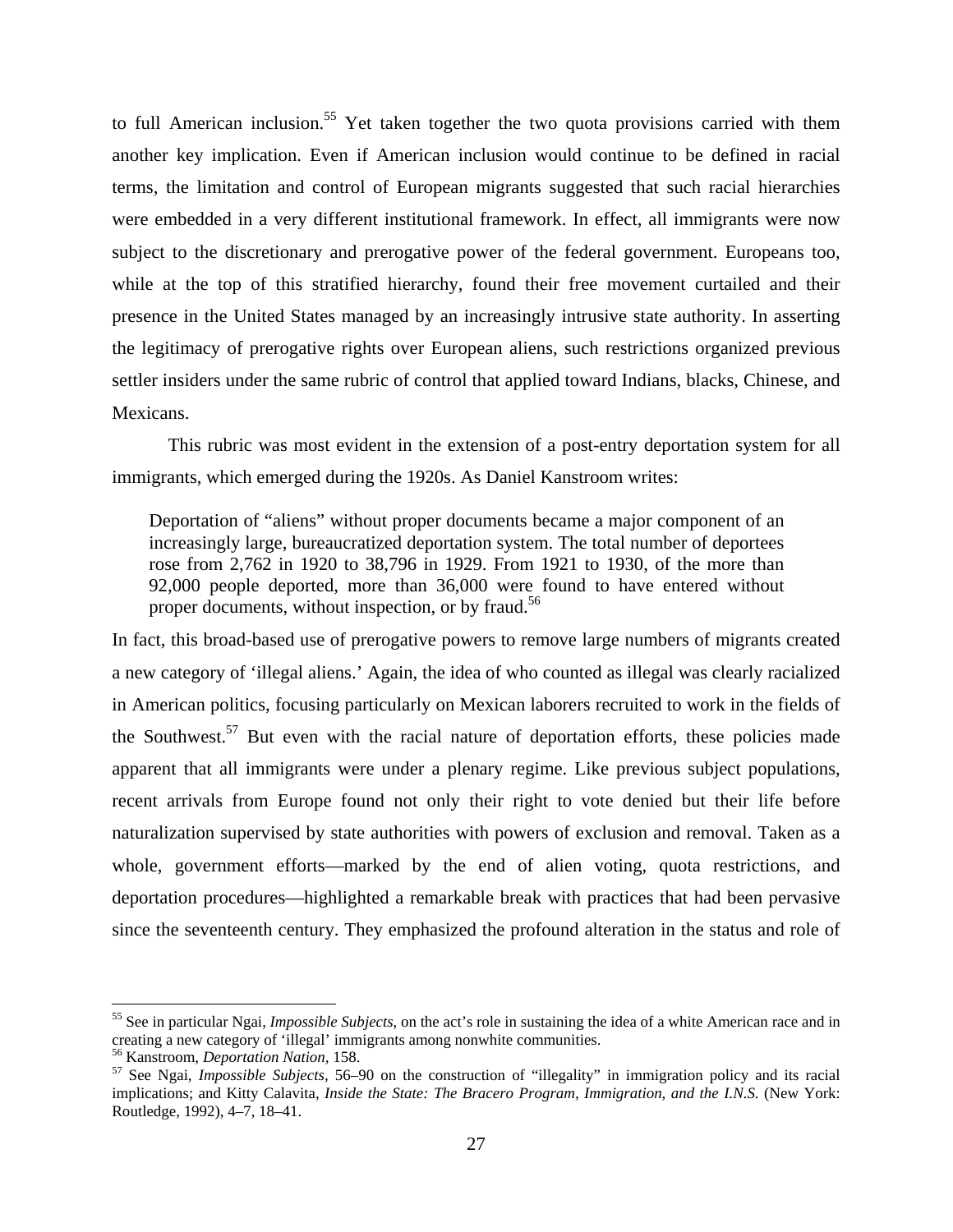to full American inclusion.[55] Yet taken together the two quota provisions carried with them another key implication. Even if American inclusion would continue to be defined in racial terms, the limitation and control of European migrants suggested that such racial hierarchies were embedded in a very different institutional framework. In effect, all immigrants were now subject to the discretionary and prerogative power of the federal government. Europeans too, while at the top of this stratified hierarchy, found their free movement curtailed and their presence in the United States managed by an increasingly intrusive state authority. In asserting the legitimacy of prerogative rights over European aliens, such restrictions organized previous settler insiders under the same rubric of control that applied toward Indians, blacks, Chinese, and Mexicans.

This rubric was most evident in the extension of a post-entry deportation system for all immigrants, which emerged during the 1920s. As Daniel Kanstroom writes:

> Deportation of "aliens" without proper documents became a major component of an increasingly large, bureaucratized deportation system. The total number of deportees rose from 2,762 in 1920 to 38,796 in 1929. From 1921 to 1930, of the more than 92,000 people deported, more than 36,000 were found to have entered without proper documents, without inspection, or by fraud.[56]

In fact, this broad-based use of prerogative powers to remove large numbers of migrants created a new category of 'illegal aliens.' Again, the idea of who counted as illegal was clearly racialized in American politics, focusing particularly on Mexican laborers recruited to work in the fields of the Southwest.[57] But even with the racial nature of deportation efforts, these policies made apparent that all immigrants were under a plenary regime. Like previous subject populations, recent arrivals from Europe found not only their right to vote denied but their life before naturalization supervised by state authorities with powers of exclusion and removal. Taken as a whole, government efforts—marked by the end of alien voting, quota restrictions, and deportation procedures—highlighted a remarkable break with practices that had been pervasive since the seventeenth century. They emphasized the profound alteration in the status and role of

---

[55] See in particular Ngai, *Impossible Subjects*, on the act's role in sustaining the idea of a white American race and in creating a new category of 'illegal' immigrants among nonwhite communities.

[56] Kanstroom, *Deportation Nation*, 158.

[57] See Ngai, *Impossible Subjects*, 56–90 on the construction of "illegality" in immigration policy and its racial implications; and Kitty Calavita, *Inside the State: The Bracero Program, Immigration, and the I.N.S.* (New York: Routledge, 1992), 4–7, 18–41.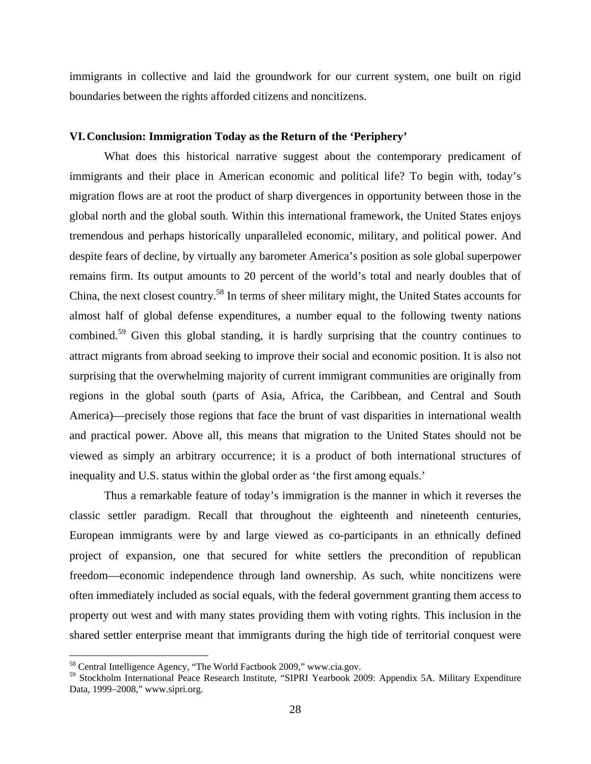immigrants in collective and laid the groundwork for our current system, one built on rigid boundaries between the rights afforded citizens and noncitizens.

## VI. Conclusion: Immigration Today as the Return of the 'Periphery'

What does this historical narrative suggest about the contemporary predicament of immigrants and their place in American economic and political life? To begin with, today's migration flows are at root the product of sharp divergences in opportunity between those in the global north and the global south. Within this international framework, the United States enjoys tremendous and perhaps historically unparalleled economic, military, and political power. And despite fears of decline, by virtually any barometer America's position as sole global superpower remains firm. Its output amounts to 20 percent of the world's total and nearly doubles that of China, the next closest country.[58] In terms of sheer military might, the United States accounts for almost half of global defense expenditures, a number equal to the following twenty nations combined.[59] Given this global standing, it is hardly surprising that the country continues to attract migrants from abroad seeking to improve their social and economic position. It is also not surprising that the overwhelming majority of current immigrant communities are originally from regions in the global south (parts of Asia, Africa, the Caribbean, and Central and South America)—precisely those regions that face the brunt of vast disparities in international wealth and practical power. Above all, this means that migration to the United States should not be viewed as simply an arbitrary occurrence; it is a product of both international structures of inequality and U.S. status within the global order as 'the first among equals.'

Thus a remarkable feature of today's immigration is the manner in which it reverses the classic settler paradigm. Recall that throughout the eighteenth and nineteenth centuries, European immigrants were by and large viewed as co-participants in an ethnically defined project of expansion, one that secured for white settlers the precondition of republican freedom—economic independence through land ownership. As such, white noncitizens were often immediately included as social equals, with the federal government granting them access to property out west and with many states providing them with voting rights. This inclusion in the shared settler enterprise meant that immigrants during the high tide of territorial conquest were

---

[58] Central Intelligence Agency, "The World Factbook 2009," www.cia.gov.

[59] Stockholm International Peace Research Institute, "SIPRI Yearbook 2009: Appendix 5A. Military Expenditure Data, 1999–2008," www.sipri.org.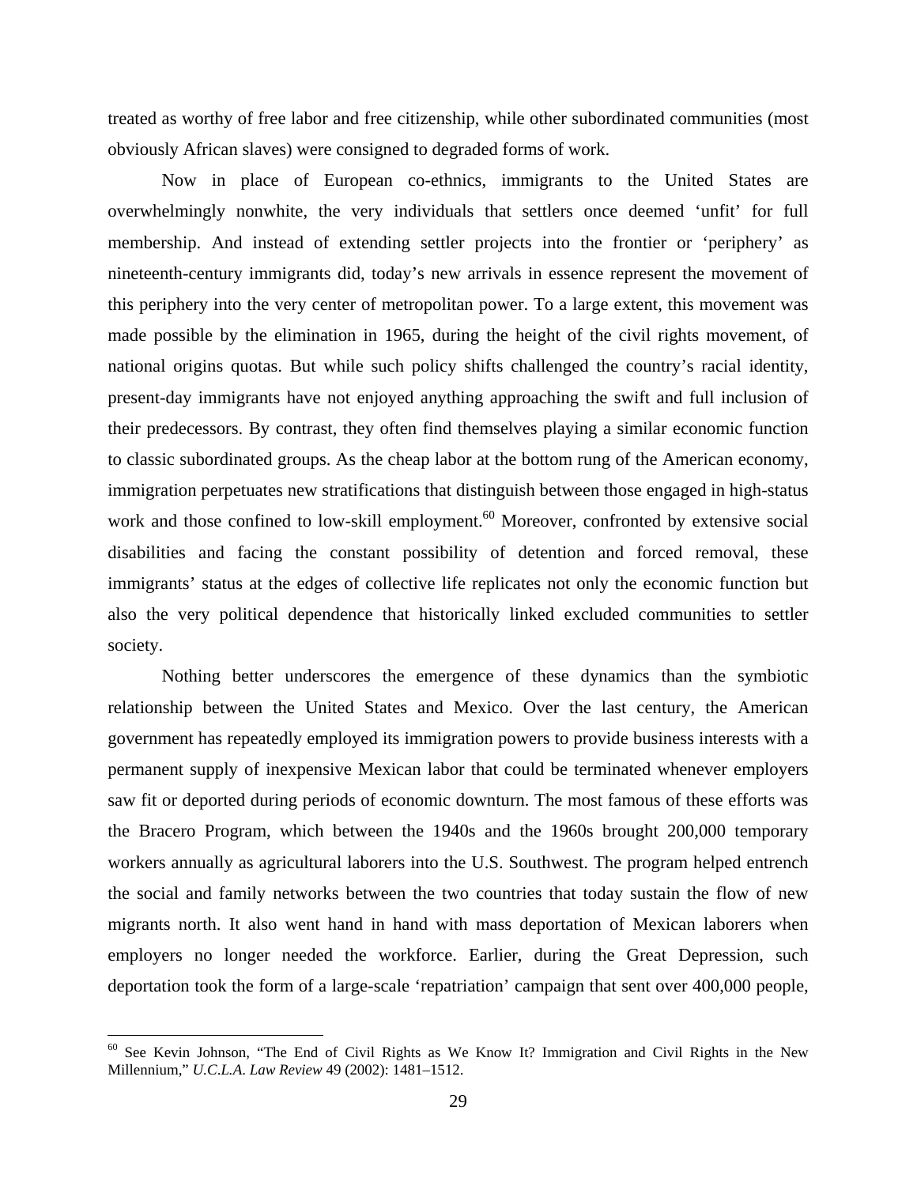treated as worthy of free labor and free citizenship, while other subordinated communities (most obviously African slaves) were consigned to degraded forms of work.

Now in place of European co-ethnics, immigrants to the United States are overwhelmingly nonwhite, the very individuals that settlers once deemed 'unfit' for full membership. And instead of extending settler projects into the frontier or 'periphery' as nineteenth-century immigrants did, today's new arrivals in essence represent the movement of this periphery into the very center of metropolitan power. To a large extent, this movement was made possible by the elimination in 1965, during the height of the civil rights movement, of national origins quotas. But while such policy shifts challenged the country's racial identity, present-day immigrants have not enjoyed anything approaching the swift and full inclusion of their predecessors. By contrast, they often find themselves playing a similar economic function to classic subordinated groups. As the cheap labor at the bottom rung of the American economy, immigration perpetuates new stratifications that distinguish between those engaged in high-status work and those confined to low-skill employment.[60] Moreover, confronted by extensive social disabilities and facing the constant possibility of detention and forced removal, these immigrants' status at the edges of collective life replicates not only the economic function but also the very political dependence that historically linked excluded communities to settler society.

Nothing better underscores the emergence of these dynamics than the symbiotic relationship between the United States and Mexico. Over the last century, the American government has repeatedly employed its immigration powers to provide business interests with a permanent supply of inexpensive Mexican labor that could be terminated whenever employers saw fit or deported during periods of economic downturn. The most famous of these efforts was the Bracero Program, which between the 1940s and the 1960s brought 200,000 temporary workers annually as agricultural laborers into the U.S. Southwest. The program helped entrench the social and family networks between the two countries that today sustain the flow of new migrants north. It also went hand in hand with mass deportation of Mexican laborers when employers no longer needed the workforce. Earlier, during the Great Depression, such deportation took the form of a large-scale 'repatriation' campaign that sent over 400,000 people,

---

[60] See Kevin Johnson, "The End of Civil Rights as We Know It? Immigration and Civil Rights in the New Millennium," *U.C.L.A. Law Review* 49 (2002): 1481–1512.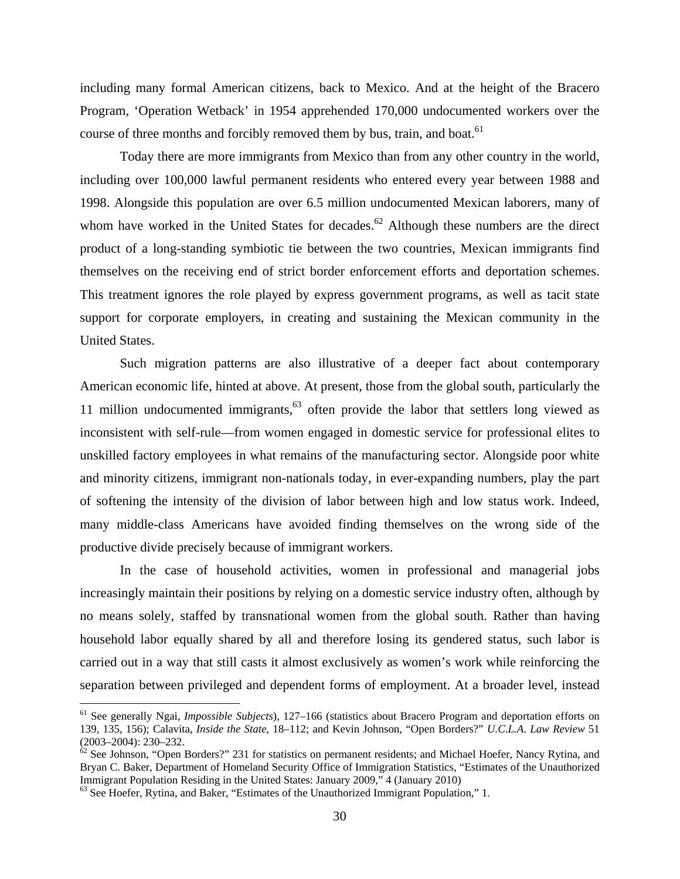including many formal American citizens, back to Mexico. And at the height of the Bracero Program, 'Operation Wetback' in 1954 apprehended 170,000 undocumented workers over the course of three months and forcibly removed them by bus, train, and boat.[61]

Today there are more immigrants from Mexico than from any other country in the world, including over 100,000 lawful permanent residents who entered every year between 1988 and 1998. Alongside this population are over 6.5 million undocumented Mexican laborers, many of whom have worked in the United States for decades.[62] Although these numbers are the direct product of a long-standing symbiotic tie between the two countries, Mexican immigrants find themselves on the receiving end of strict border enforcement efforts and deportation schemes. This treatment ignores the role played by express government programs, as well as tacit state support for corporate employers, in creating and sustaining the Mexican community in the United States.

Such migration patterns are also illustrative of a deeper fact about contemporary American economic life, hinted at above. At present, those from the global south, particularly the 11 million undocumented immigrants,[63] often provide the labor that settlers long viewed as inconsistent with self-rule—from women engaged in domestic service for professional elites to unskilled factory employees in what remains of the manufacturing sector. Alongside poor white and minority citizens, immigrant non-nationals today, in ever-expanding numbers, play the part of softening the intensity of the division of labor between high and low status work. Indeed, many middle-class Americans have avoided finding themselves on the wrong side of the productive divide precisely because of immigrant workers.

In the case of household activities, women in professional and managerial jobs increasingly maintain their positions by relying on a domestic service industry often, although by no means solely, staffed by transnational women from the global south. Rather than having household labor equally shared by all and therefore losing its gendered status, such labor is carried out in a way that still casts it almost exclusively as women's work while reinforcing the separation between privileged and dependent forms of employment. At a broader level, instead

---

[61] See generally Ngai, *Impossible Subjects*), 127–166 (statistics about Bracero Program and deportation efforts on 139, 135, 156); Calavita, *Inside the State*, 18–112; and Kevin Johnson, "Open Borders?" *U.C.L.A. Law Review* 51 (2003–2004): 230–232.

[62] See Johnson, "Open Borders?" 231 for statistics on permanent residents; and Michael Hoefer, Nancy Rytina, and Bryan C. Baker, Department of Homeland Security Office of Immigration Statistics, "Estimates of the Unauthorized Immigrant Population Residing in the United States: January 2009," 4 (January 2010)

[63] See Hoefer, Rytina, and Baker, "Estimates of the Unauthorized Immigrant Population," 1.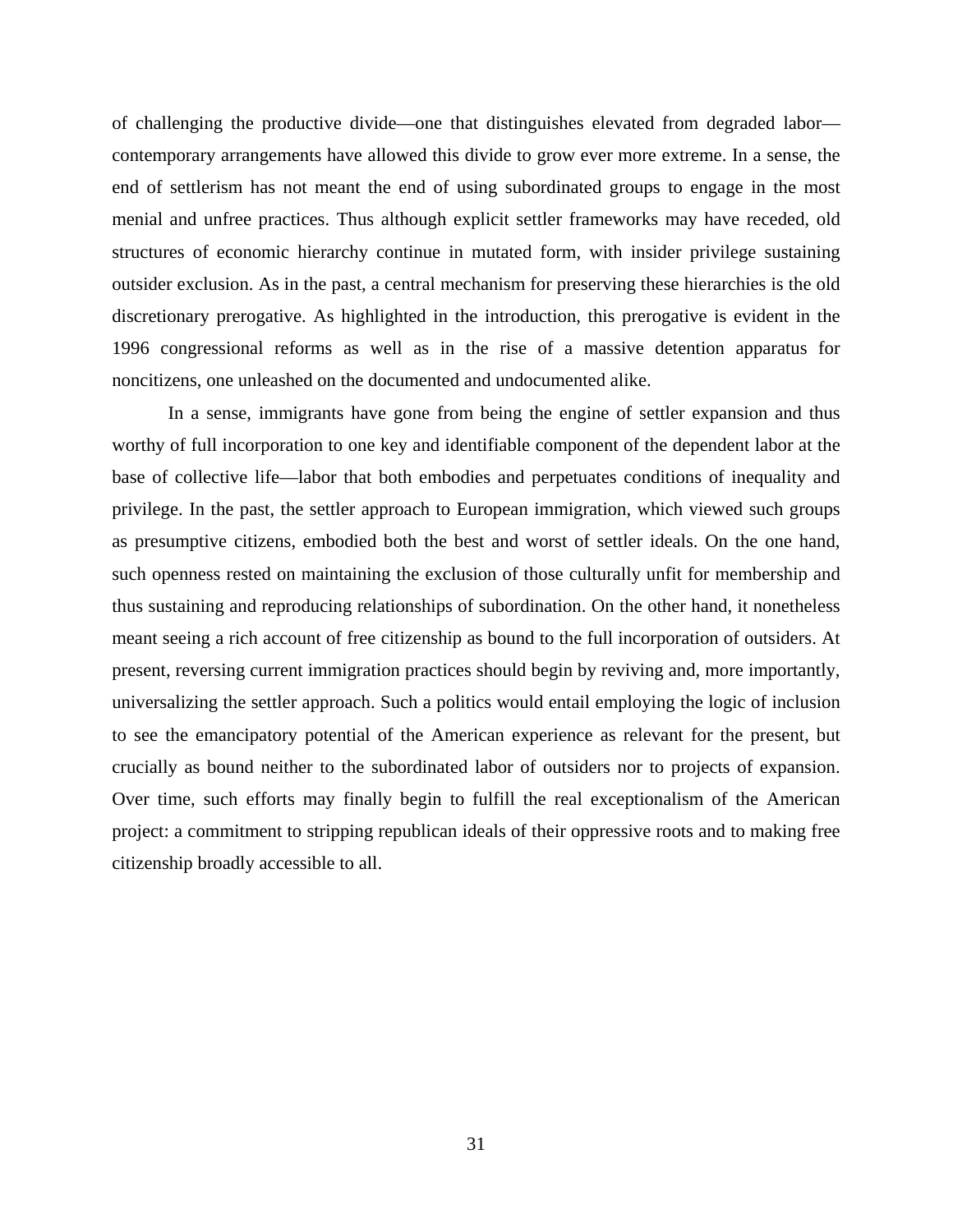of challenging the productive divide—one that distinguishes elevated from degraded labor—contemporary arrangements have allowed this divide to grow ever more extreme. In a sense, the end of settlerism has not meant the end of using subordinated groups to engage in the most menial and unfree practices. Thus although explicit settler frameworks may have receded, old structures of economic hierarchy continue in mutated form, with insider privilege sustaining outsider exclusion. As in the past, a central mechanism for preserving these hierarchies is the old discretionary prerogative. As highlighted in the introduction, this prerogative is evident in the 1996 congressional reforms as well as in the rise of a massive detention apparatus for noncitizens, one unleashed on the documented and undocumented alike.

In a sense, immigrants have gone from being the engine of settler expansion and thus worthy of full incorporation to one key and identifiable component of the dependent labor at the base of collective life—labor that both embodies and perpetuates conditions of inequality and privilege. In the past, the settler approach to European immigration, which viewed such groups as presumptive citizens, embodied both the best and worst of settler ideals. On the one hand, such openness rested on maintaining the exclusion of those culturally unfit for membership and thus sustaining and reproducing relationships of subordination. On the other hand, it nonetheless meant seeing a rich account of free citizenship as bound to the full incorporation of outsiders. At present, reversing current immigration practices should begin by reviving and, more importantly, universalizing the settler approach. Such a politics would entail employing the logic of inclusion to see the emancipatory potential of the American experience as relevant for the present, but crucially as bound neither to the subordinated labor of outsiders nor to projects of expansion. Over time, such efforts may finally begin to fulfill the real exceptionalism of the American project: a commitment to stripping republican ideals of their oppressive roots and to making free citizenship broadly accessible to all.